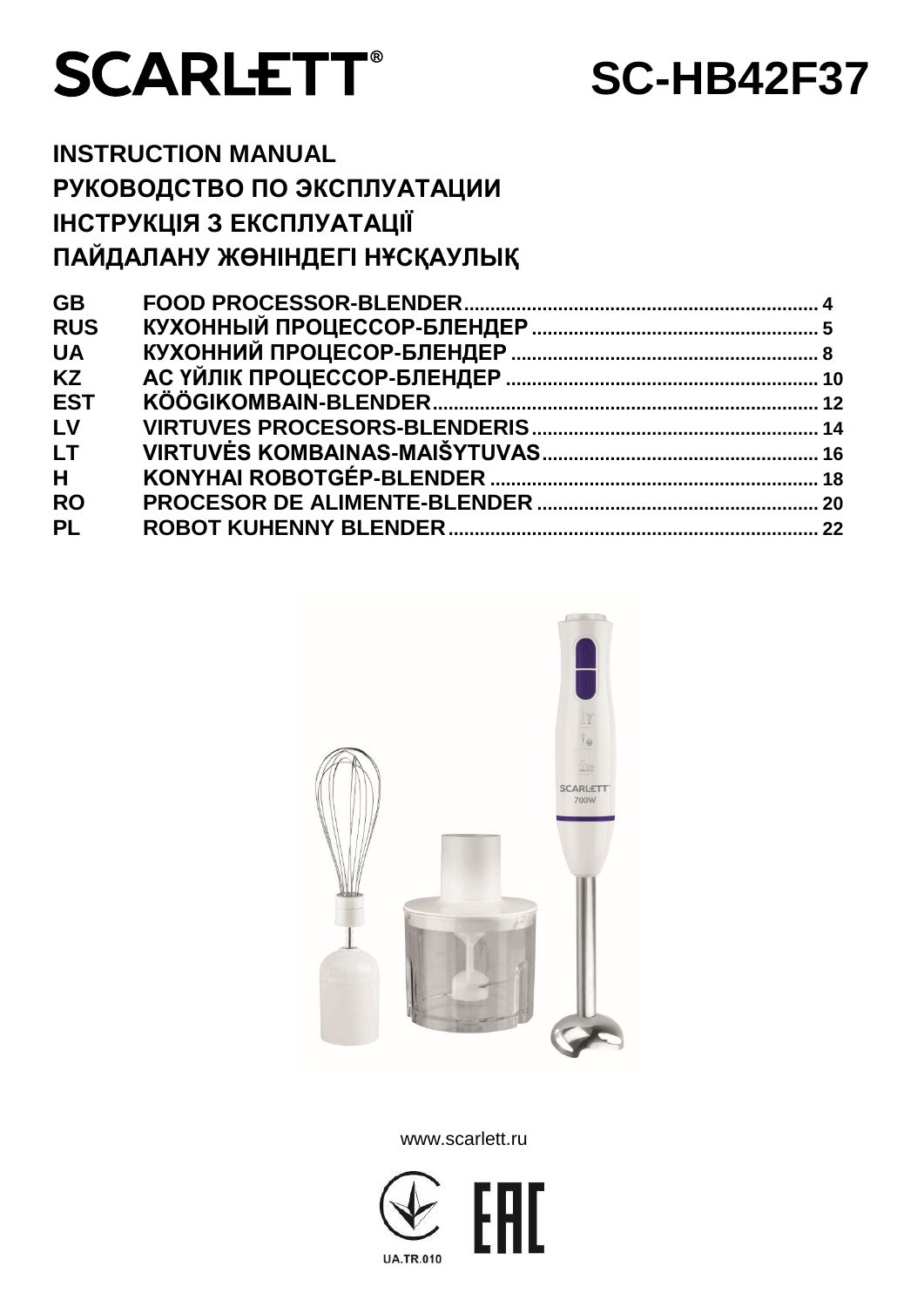# SCARLETT®

# SC-HB42F37

## INSTRUCTION MANUAL
## РУКОВОДСТВО ПО ЭКСПЛУАТАЦИИ
## ІНСТРУКЦІЯ З ЕКСПЛУАТАЦІЇ
## ПАЙДАЛАНУ ЖӨНІНДЕГІ НҰСҚАУЛЫҚ

| | | |
|---|---|---|
| **GB** | **FOOD PROCESSOR-BLENDER** | **4** |
| **RUS** | **КУХОННЫЙ ПРОЦЕССОР-БЛЕНДЕР** | **5** |
| **UA** | **КУХОННИЙ ПРОЦЕСОР-БЛЕНДЕР** | **8** |
| **KZ** | **АС ҮЙЛІК ПРОЦЕССОР-БЛЕНДЕР** | **10** |
| **EST** | **KÖÖGIKOMBAIN-BLENDER** | **12** |
| **LV** | **VIRTUVES PROCESORS-BLENDERIS** | **14** |
| **LT** | **VIRTUVĖS KOMBAINAS-MAIŠYTUVAS** | **16** |
| **H** | **KONYHAI ROBOTGÉP-BLENDER** | **18** |
| **RO** | **PROCESOR DE ALIMENTE-BLENDER** | **20** |
| **PL** | **ROBOT KUHENNY BLENDER** | **22** |

www.scarlett.ru

UA.TR.010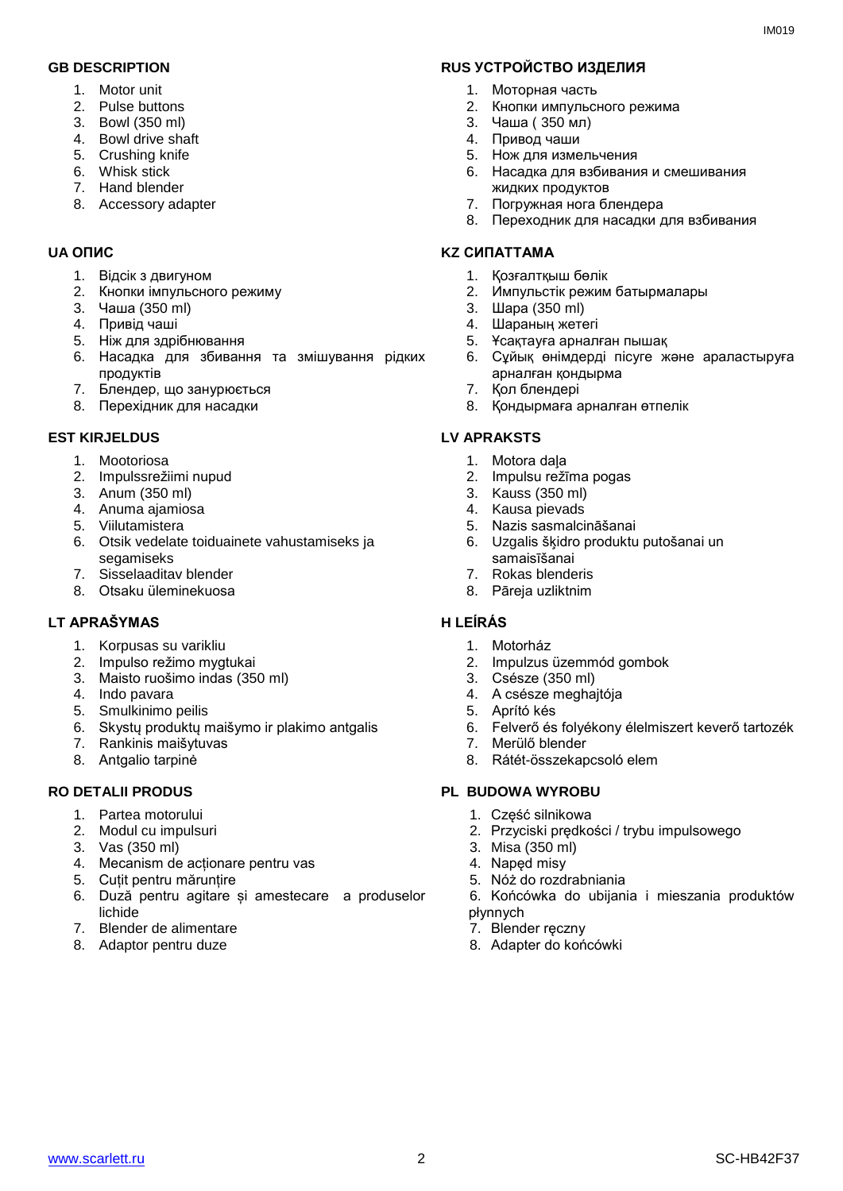## GB DESCRIPTION

1. Motor unit
2. Pulse buttons
3. Bowl (350 ml)
4. Bowl drive shaft
5. Crushing knife
6. Whisk stick
7. Hand blender
8. Accessory adapter

## RUS УСТРОЙСТВО ИЗДЕЛИЯ

1. Моторная часть
2. Кнопки импульсного режима
3. Чаша ( 350 мл)
4. Привод чаши
5. Нож для измельчения
6. Насадка для взбивания и смешивания жидких продуктов
7. Погружная нога блендера
8. Переходник для насадки для взбивания

## UA ОПИС

1. Відсік з двигуном
2. Кнопки імпульсного режиму
3. Чаша (350 ml)
4. Привід чаші
5. Ніж для здрібнювання
6. Насадка для збивання та змішування рідких продуктів
7. Блендер, що занурюється
8. Перехідник для насадки

## KZ СИПАТТАМА

1. Қозғалтқыш бөлік
2. Импульстік режим батырмалары
3. Шара (350 ml)
4. Шараның жетегі
5. Ұсақтауға арналған пышақ
6. Сұйық өнімдерді пісуге және араластыруға арналған қондырма
7. Қол блендері
8. Қондырмаға арналған өтпелік

## EST KIRJELDUS

1. Mootoriosa
2. Impulssrežiimi nupud
3. Anum (350 ml)
4. Anuma ajamiosa
5. Viilutamistera
6. Otsik vedelate toiduainete vahustamiseks ja segamiseks
7. Sisselaaditav blender
8. Otsaku üleminekuosa

## LV APRAKSTS

1. Motora daļa
2. Impulsu režīma pogas
3. Kauss (350 ml)
4. Kausa pievads
5. Nazis sasmalcināšanai
6. Uzgalis šķidro produktu putošanai un samaisīšanai
7. Rokas blenderis
8. Pāreja uzliktnim

## LT APRAŠYMAS

1. Korpusas su varikliu
2. Impulso režimo mygtukai
3. Maisto ruošimo indas (350 ml)
4. Indo pavara
5. Smulkinimo peilis
6. Skystų produktų maišymo ir plakimo antgalis
7. Rankinis maišytuvas
8. Antgalio tarpinė

## H LEÍRÁS

1. Motorház
2. Impulzus üzemmód gombok
3. Csésze (350 ml)
4. A csésze meghajtója
5. Aprító kés
6. Felverő és folyékony élelmiszert keverő tartozék
7. Merülő blender
8. Rátét-összekapcsoló elem

## RO DETALII PRODUS

1. Partea motorului
2. Modul cu impulsuri
3. Vas (350 ml)
4. Mecanism de acționare pentru vas
5. Cuțit pentru mărunțire
6. Duză pentru agitare și amestecare a produselor lichide
7. Blender de alimentare
8. Adaptor pentru duze

## PL BUDOWA WYROBU

1. Część silnikowa
2. Przyciski prędkości / trybu impulsowego
3. Misa (350 ml)
4. Napęd misy
5. Nóż do rozdrabniania
6. Końcówka do ubijania i mieszania produktów płynnych
7. Blender ręczny
8. Adapter do końcówki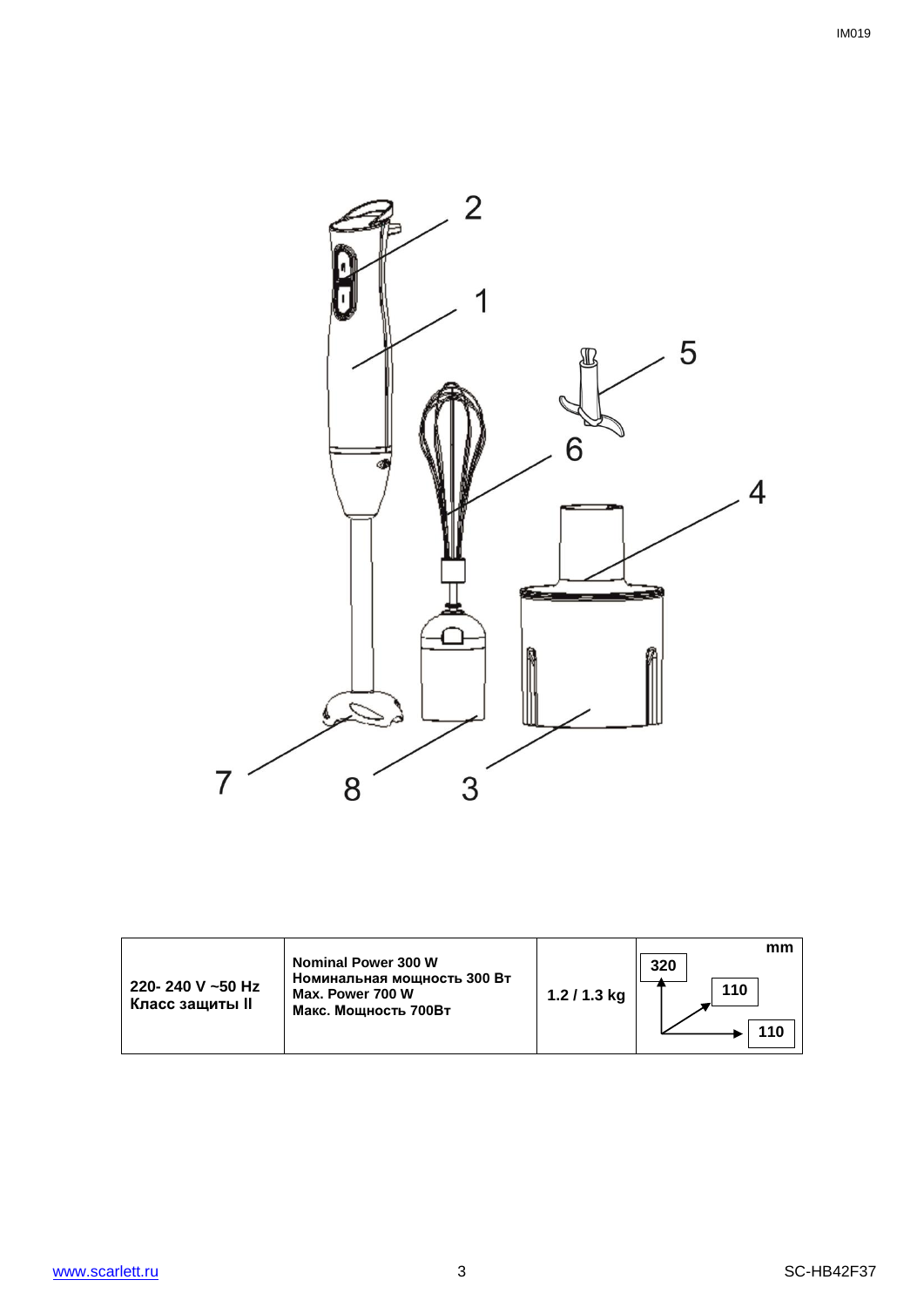| 220- 240 V ~50 Hz Класс защиты II | Nominal Power 300 W Номинальная мощность 300 Вт Max. Power 700 W Макс. Мощность 700Вт | 1.2 / 1.3 kg | mm 320 110 110 |
|---|---|---|---|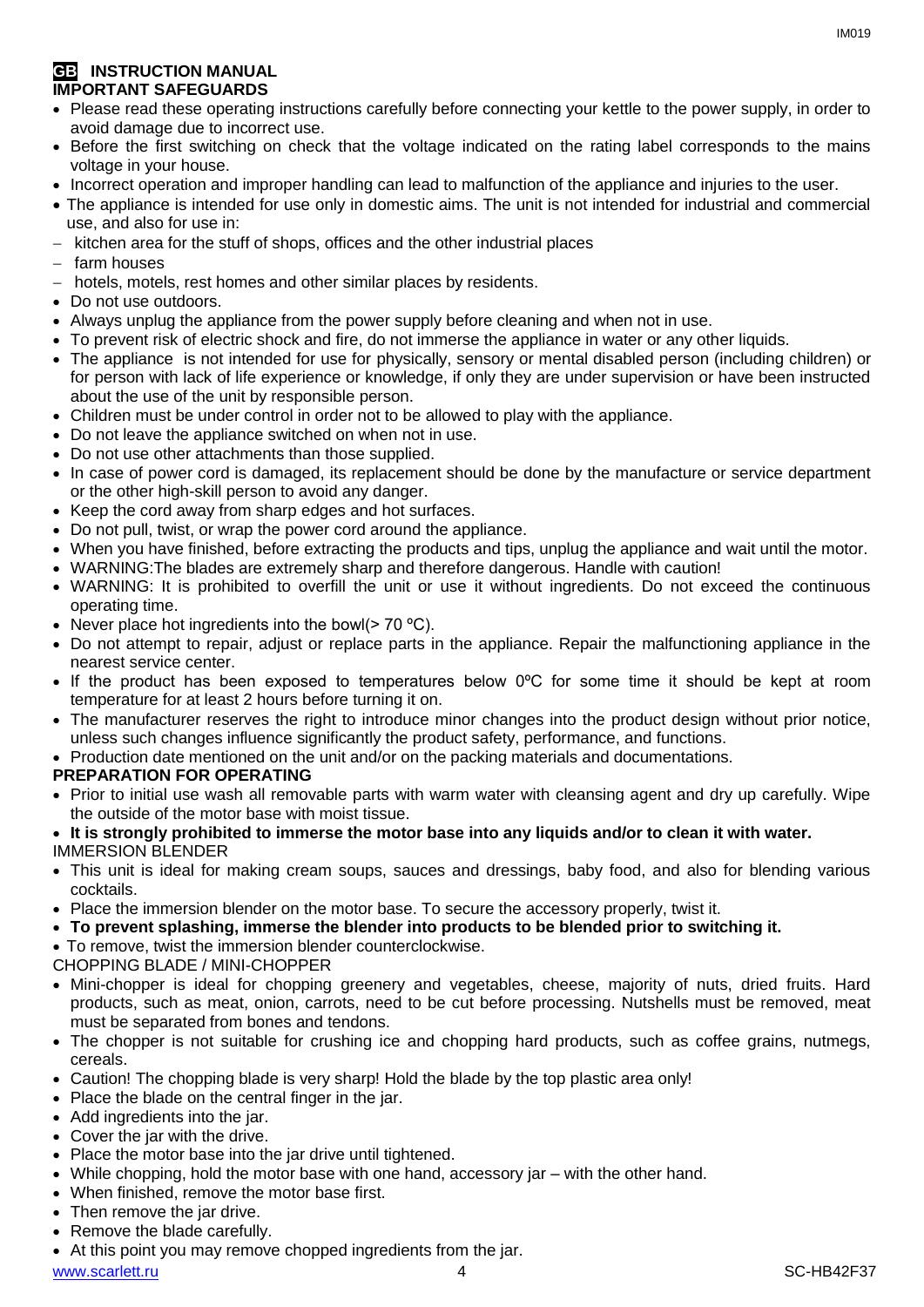## GB INSTRUCTION MANUAL

### IMPORTANT SAFEGUARDS

- Please read these operating instructions carefully before connecting your kettle to the power supply, in order to avoid damage due to incorrect use.
- Before the first switching on check that the voltage indicated on the rating label corresponds to the mains voltage in your house.
- Incorrect operation and improper handling can lead to malfunction of the appliance and injuries to the user.
- The appliance is intended for use only in domestic aims. The unit is not intended for industrial and commercial use, and also for use in:
  - kitchen area for the stuff of shops, offices and the other industrial places
  - farm houses
  - hotels, motels, rest homes and other similar places by residents.
- Do not use outdoors.
- Always unplug the appliance from the power supply before cleaning and when not in use.
- To prevent risk of electric shock and fire, do not immerse the appliance in water or any other liquids.
- The appliance is not intended for use for physically, sensory or mental disabled person (including children) or for person with lack of life experience or knowledge, if only they are under supervision or have been instructed about the use of the unit by responsible person.
- Children must be under control in order not to be allowed to play with the appliance.
- Do not leave the appliance switched on when not in use.
- Do not use other attachments than those supplied.
- In case of power cord is damaged, its replacement should be done by the manufacture or service department or the other high-skill person to avoid any danger.
- Keep the cord away from sharp edges and hot surfaces.
- Do not pull, twist, or wrap the power cord around the appliance.
- When you have finished, before extracting the products and tips, unplug the appliance and wait until the motor.
- WARNING:The blades are extremely sharp and therefore dangerous. Handle with caution!
- WARNING: It is prohibited to overfill the unit or use it without ingredients. Do not exceed the continuous operating time.
- Never place hot ingredients into the bowl(> 70 ºC).
- Do not attempt to repair, adjust or replace parts in the appliance. Repair the malfunctioning appliance in the nearest service center.
- If the product has been exposed to temperatures below 0ºC for some time it should be kept at room temperature for at least 2 hours before turning it on.
- The manufacturer reserves the right to introduce minor changes into the product design without prior notice, unless such changes influence significantly the product safety, performance, and functions.
- Production date mentioned on the unit and/or on the packing materials and documentations.

### PREPARATION FOR OPERATING

- Prior to initial use wash all removable parts with warm water with cleansing agent and dry up carefully. Wipe the outside of the motor base with moist tissue.
- **It is strongly prohibited to immerse the motor base into any liquids and/or to clean it with water.**

IMMERSION BLENDER

- This unit is ideal for making cream soups, sauces and dressings, baby food, and also for blending various cocktails.
- Place the immersion blender on the motor base. To secure the accessory properly, twist it.
- **To prevent splashing, immerse the blender into products to be blended prior to switching it.**
- To remove, twist the immersion blender counterclockwise.

CHOPPING BLADE / MINI-CHOPPER

- Mini-chopper is ideal for chopping greenery and vegetables, cheese, majority of nuts, dried fruits. Hard products, such as meat, onion, carrots, need to be cut before processing. Nutshells must be removed, meat must be separated from bones and tendons.
- The chopper is not suitable for crushing ice and chopping hard products, such as coffee grains, nutmegs, cereals.
- Caution! The chopping blade is very sharp! Hold the blade by the top plastic area only!
- Place the blade on the central finger in the jar.
- Add ingredients into the jar.
- Cover the jar with the drive.
- Place the motor base into the jar drive until tightened.
- While chopping, hold the motor base with one hand, accessory jar – with the other hand.
- When finished, remove the motor base first.
- Then remove the jar drive.
- Remove the blade carefully.
- At this point you may remove chopped ingredients from the jar.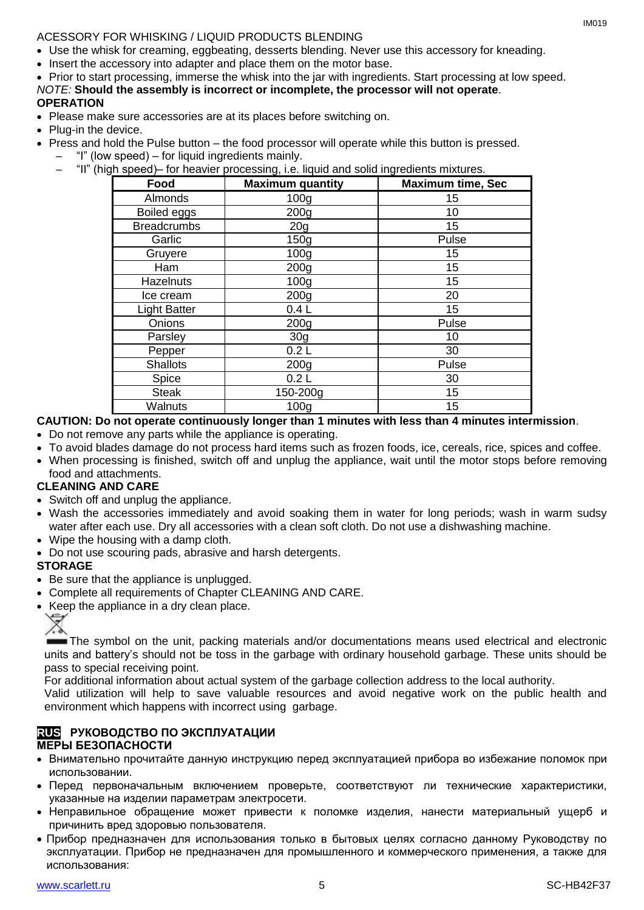ACCESSORY FOR WHISKING / LIQUID PRODUCTS BLENDING

- Use the whisk for creaming, eggbeating, desserts blending. Never use this accessory for kneading.
- Insert the accessory into adapter and place them on the motor base.
- Prior to start processing, immerse the whisk into the jar with ingredients. Start processing at low speed.

*NOTE:* **Should the assembly is incorrect or incomplete, the processor will not operate**.

**OPERATION**

- Please make sure accessories are at its places before switching on.
- Plug-in the device.
- Press and hold the Pulse button – the food processor will operate while this button is pressed.
  - "I" (low speed) – for liquid ingredients mainly.
  - "II" (high speed)– for heavier processing, i.e. liquid and solid ingredients mixtures.

| Food | Maximum quantity | Maximum time, Sec |
|---|---|---|
| Almonds | 100g | 15 |
| Boiled eggs | 200g | 10 |
| Breadcrumbs | 20g | 15 |
| Garlic | 150g | Pulse |
| Gruyere | 100g | 15 |
| Ham | 200g | 15 |
| Hazelnuts | 100g | 15 |
| Ice cream | 200g | 20 |
| Light Batter | 0.4 L | 15 |
| Onions | 200g | Pulse |
| Parsley | 30g | 10 |
| Pepper | 0.2 L | 30 |
| Shallots | 200g | Pulse |
| Spice | 0.2 L | 30 |
| Steak | 150-200g | 15 |
| Walnuts | 100g | 15 |

**CAUTION: Do not operate continuously longer than 1 minutes with less than 4 minutes intermission**.

- Do not remove any parts while the appliance is operating.
- To avoid blades damage do not process hard items such as frozen foods, ice, cereals, rice, spices and coffee.
- When processing is finished, switch off and unplug the appliance, wait until the motor stops before removing food and attachments.

**CLEANING AND CARE**

- Switch off and unplug the appliance.
- Wash the accessories immediately and avoid soaking them in water for long periods; wash in warm sudsy water after each use. Dry all accessories with a clean soft cloth. Do not use a dishwashing machine.
- Wipe the housing with a damp cloth.
- Do not use scouring pads, abrasive and harsh detergents.

**STORAGE**

- Be sure that the appliance is unplugged.
- Complete all requirements of Chapter CLEANING AND CARE.
- Keep the appliance in a dry clean place.

The symbol on the unit, packing materials and/or documentations means used electrical and electronic units and battery's should not be toss in the garbage with ordinary household garbage. These units should be pass to special receiving point.

For additional information about actual system of the garbage collection address to the local authority.

Valid utilization will help to save valuable resources and avoid negative work on the public health and environment which happens with incorrect using garbage.

## RUS РУКОВОДСТВО ПО ЭКСПЛУАТАЦИИ

**МЕРЫ БЕЗОПАСНОСТИ**

- Внимательно прочитайте данную инструкцию перед эксплуатацией прибора во избежание поломок при использовании.
- Перед первоначальным включением проверьте, соответствуют ли технические характеристики, указанные на изделии параметрам электросети.
- Неправильное обращение может привести к поломке изделия, нанести материальный ущерб и причинить вред здоровью пользователя.
- Прибор предназначен для использования только в бытовых целях согласно данному Руководству по эксплуатации. Прибор не предназначен для промышленного и коммерческого применения, а также для использования: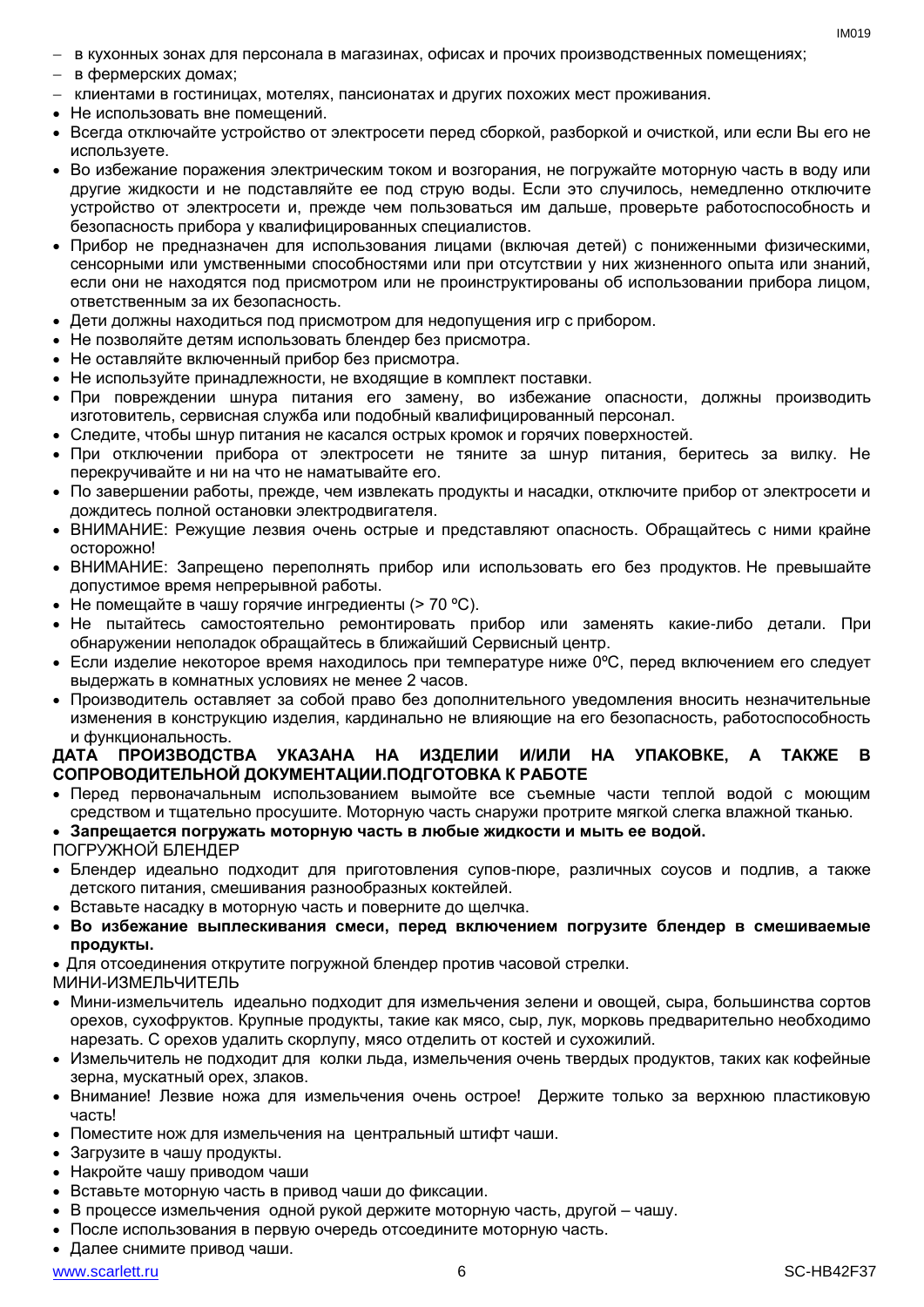- в кухонных зонах для персонала в магазинах, офисах и прочих производственных помещениях;
- в фермерских домах;
- клиентами в гостиницах, мотелях, пансионатах и других похожих мест проживания.

- Не использовать вне помещений.
- Всегда отключайте устройство от электросети перед сборкой, разборкой и очисткой, или если Вы его не используете.
- Во избежание поражения электрическим током и возгорания, не погружайте моторную часть в воду или другие жидкости и не подставляйте ее под струю воды. Если это случилось, немедленно отключите устройство от электросети и, прежде чем пользоваться им дальше, проверьте работоспособность и безопасность прибора у квалифицированных специалистов.
- Прибор не предназначен для использования лицами (включая детей) с пониженными физическими, сенсорными или умственными способностями или при отсутствии у них жизненного опыта или знаний, если они не находятся под присмотром или не проинструктированы об использовании прибора лицом, ответственным за их безопасность.
- Дети должны находиться под присмотром для недопущения игр с прибором.
- Не позволяйте детям использовать блендер без присмотра.
- Не оставляйте включенный прибор без присмотра.
- Не используйте принадлежности, не входящие в комплект поставки.
- При повреждении шнура питания его замену, во избежание опасности, должны производить изготовитель, сервисная служба или подобный квалифицированный персонал.
- Следите, чтобы шнур питания не касался острых кромок и горячих поверхностей.
- При отключении прибора от электросети не тяните за шнур питания, беритесь за вилку. Не перекручивайте и ни на что не наматывайте его.
- По завершении работы, прежде, чем извлекать продукты и насадки, отключите прибор от электросети и дождитесь полной остановки электродвигателя.
- ВНИМАНИЕ: Режущие лезвия очень острые и представляют опасность. Обращайтесь с ними крайне осторожно!
- ВНИМАНИЕ: Запрещено переполнять прибор или использовать его без продуктов. Не превышайте допустимое время непрерывной работы.
- Не помещайте в чашу горячие ингредиенты (> 70 ºС).
- Не пытайтесь самостоятельно ремонтировать прибор или заменять какие-либо детали. При обнаружении неполадок обращайтесь в ближайший Сервисный центр.
- Если изделие некоторое время находилось при температуре ниже 0ºC, перед включением его следует выдержать в комнатных условиях не менее 2 часов.
- Производитель оставляет за собой право без дополнительного уведомления вносить незначительные изменения в конструкцию изделия, кардинально не влияющие на его безопасность, работоспособность и функциональность.

**ДАТА ПРОИЗВОДСТВА УКАЗАНА НА ИЗДЕЛИИ И/ИЛИ НА УПАКОВКЕ, А ТАКЖЕ В СОПРОВОДИТЕЛЬНОЙ ДОКУМЕНТАЦИИ.ПОДГОТОВКА К РАБОТЕ**

- Перед первоначальным использованием вымойте все съемные части теплой водой с моющим средством и тщательно просушите. Моторную часть снаружи протрите мягкой слегка влажной тканью.
- **Запрещается погружать моторную часть в любые жидкости и мыть ее водой.**

ПОГРУЖНОЙ БЛЕНДЕР

- Блендер идеально подходит для приготовления супов-пюре, различных соусов и подлив, а также детского питания, смешивания разнообразных коктейлей.
- Вставьте насадку в моторную часть и поверните до щелчка.
- **Во избежание выплескивания смеси, перед включением погрузите блендер в смешиваемые продукты.**
- Для отсоединения открутите погружной блендер против часовой стрелки.

МИНИ-ИЗМЕЛЬЧИТЕЛЬ

- Мини-измельчитель идеально подходит для измельчения зелени и овощей, сыра, большинства сортов орехов, сухофруктов. Крупные продукты, такие как мясо, сыр, лук, морковь предварительно необходимо нарезать. С орехов удалить скорлупу, мясо отделить от костей и сухожилий.
- Измельчитель не подходит для колки льда, измельчения очень твердых продуктов, таких как кофейные зерна, мускатный орех, злаков.
- Внимание! Лезвие ножа для измельчения очень острое! Держите только за верхнюю пластиковую часть!
- Поместите нож для измельчения на центральный штифт чаши.
- Загрузите в чашу продукты.
- Накройте чашу приводом чаши
- Вставьте моторную часть в привод чаши до фиксации.
- В процессе измельчения одной рукой держите моторную часть, другой – чашу.
- После использования в первую очередь отсоедините моторную часть.
- Далее снимите привод чаши.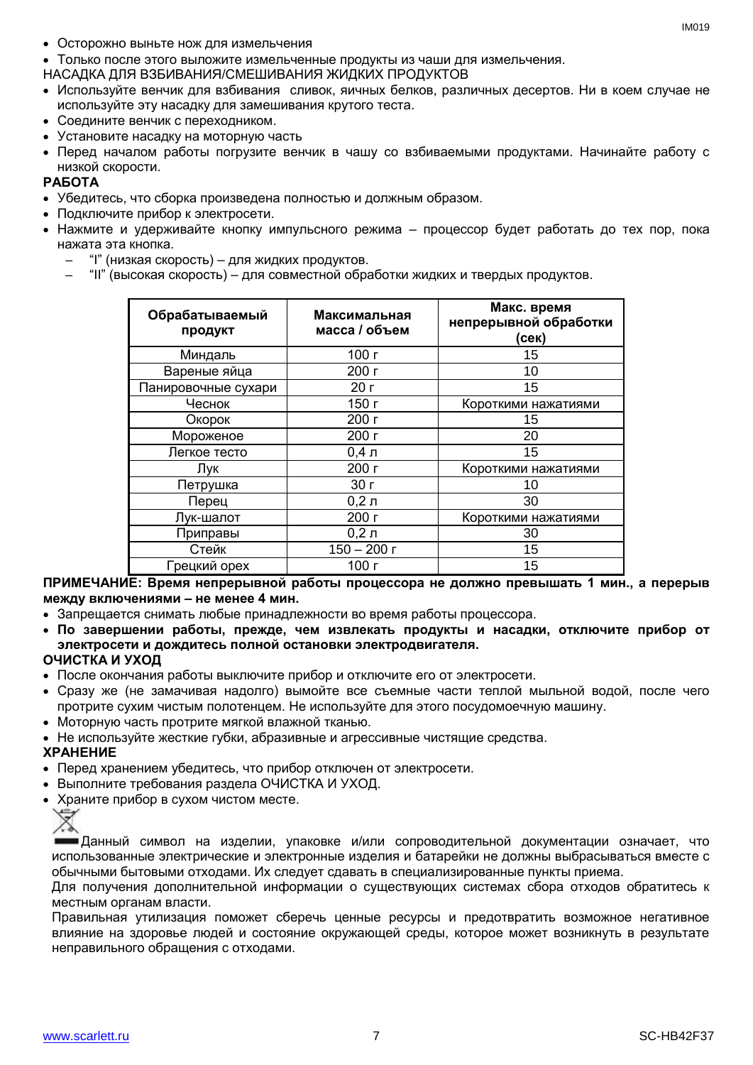- Осторожно выньте нож для измельчения
- Только после этого выложите измельченные продукты из чаши для измельчения.

НАСАДКА ДЛЯ ВЗБИВАНИЯ/СМЕШИВАНИЯ ЖИДКИХ ПРОДУКТОВ

- Используйте венчик для взбивания сливок, яичных белков, различных десертов. Ни в коем случае не используйте эту насадку для замешивания крутого теста.
- Соедините венчик с переходником.
- Установите насадку на моторную часть
- Перед началом работы погрузите венчик в чашу со взбиваемыми продуктами. Начинайте работу с низкой скорости.

**РАБОТА**

- Убедитесь, что сборка произведена полностью и должным образом.
- Подключите прибор к электросети.
- Нажмите и удерживайте кнопку импульсного режима – процессор будет работать до тех пор, пока нажата эта кнопка.
  - "I" (низкая скорость) – для жидких продуктов.
  - "II" (высокая скорость) – для совместной обработки жидких и твердых продуктов.

| Обрабатываемый продукт | Максимальная масса / объем | Макс. время непрерывной обработки (сек) |
|---|---|---|
| Миндаль | 100 г | 15 |
| Вареные яйца | 200 г | 10 |
| Панировочные сухари | 20 г | 15 |
| Чеснок | 150 г | Короткими нажатиями |
| Окорок | 200 г | 15 |
| Мороженое | 200 г | 20 |
| Легкое тесто | 0,4 л | 15 |
| Лук | 200 г | Короткими нажатиями |
| Петрушка | 30 г | 10 |
| Перец | 0,2 л | 30 |
| Лук-шалот | 200 г | Короткими нажатиями |
| Приправы | 0,2 л | 30 |
| Стейк | 150 – 200 г | 15 |
| Грецкий орех | 100 г | 15 |

**ПРИМЕЧАНИЕ: Время непрерывной работы процессора не должно превышать 1 мин., а перерыв между включениями – не менее 4 мин.**

- Запрещается снимать любые принадлежности во время работы процессора.
- **По завершении работы, прежде, чем извлекать продукты и насадки, отключите прибор от электросети и дождитесь полной остановки электродвигателя.**

**ОЧИСТКА И УХОД**

- После окончания работы выключите прибор и отключите его от электросети.
- Сразу же (не замачивая надолго) вымойте все съемные части теплой мыльной водой, после чего протрите сухим чистым полотенцем. Не используйте для этого посудомоечную машину.
- Моторную часть протрите мягкой влажной тканью.
- Не используйте жесткие губки, абразивные и агрессивные чистящие средства.

**ХРАНЕНИЕ**

- Перед хранением убедитесь, что прибор отключен от электросети.
- Выполните требования раздела ОЧИСТКА И УХОД.
- Храните прибор в сухом чистом месте.

Данный символ на изделии, упаковке и/или сопроводительной документации означает, что использованные электрические и электронные изделия и батарейки не должны выбрасываться вместе с обычными бытовыми отходами. Их следует сдавать в специализированные пункты приема.

Для получения дополнительной информации о существующих системах сбора отходов обратитесь к местным органам власти.

Правильная утилизация поможет сберечь ценные ресурсы и предотвратить возможное негативное влияние на здоровье людей и состояние окружающей среды, которое может возникнуть в результате неправильного обращения с отходами.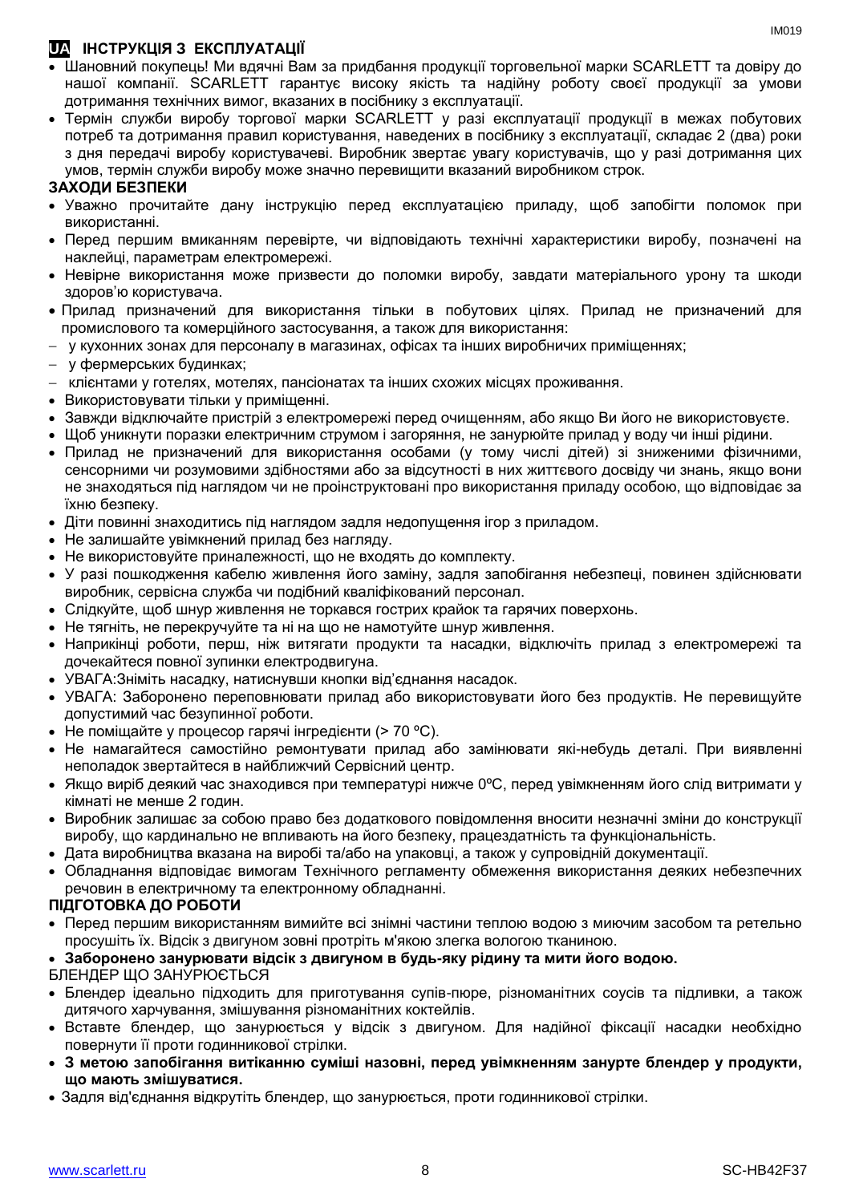## UA ІНСТРУКЦІЯ З ЕКСПЛУАТАЦІЇ

- Шановний покупець! Ми вдячні Вам за придбання продукції торговельної марки SCARLETT та довіру до нашої компанії. SCARLETT гарантує високу якість та надійну роботу своєї продукції за умови дотримання технічних вимог, вказаних в посібнику з експлуатації.
- Термін служби виробу торгової марки SCARLETT у разі експлуатації продукції в межах побутових потреб та дотримання правил користування, наведених в посібнику з експлуатації, складає 2 (два) роки з дня передачі виробу користувачеві. Виробник звертає увагу користувачів, що у разі дотримання цих умов, термін служби виробу може значно перевищити вказаний виробником строк.

### ЗАХОДИ БЕЗПЕКИ

- Уважно прочитайте дану інструкцію перед експлуатацією приладу, щоб запобігти поломок при використанні.
- Перед першим вмиканням перевірте, чи відповідають технічні характеристики виробу, позначені на наклейці, параметрам електромережі.
- Невірне використання може призвести до поломки виробу, завдати матеріального урону та шкоди здоров'ю користувача.
- Прилад призначений для використання тільки в побутових цілях. Прилад не призначений для промислового та комерційного застосування, а також для використання:
  - у кухонних зонах для персоналу в магазинах, офісах та інших виробничих приміщеннях;
  - у фермерських будинках;
  - клієнтами у готелях, мотелях, пансіонатах та інших схожих місцях проживання.
- Використовувати тільки у приміщенні.
- Завжди відключайте пристрій з електромережі перед очищенням, або якщо Ви його не використовуєте.
- Щоб уникнути поразки електричним струмом і загоряння, не занурюйте прилад у воду чи інші рідини.
- Прилад не призначений для використання особами (у тому числі дітей) зі зниженими фізичними, сенсорними чи розумовими здібностями або за відсутності в них життєвого досвіду чи знань, якщо вони не знаходяться під наглядом чи не проінструктовані про використання приладу особою, що відповідає за їхню безпеку.
- Діти повинні знаходитись під наглядом задля недопущення ігор з приладом.
- Не залишайте увімкнений прилад без нагляду.
- Не використовуйте приналежності, що не входять до комплекту.
- У разі пошкодження кабелю живлення його заміну, задля запобігання небезпеці, повинен здійснювати виробник, сервісна служба чи подібний кваліфікований персонал.
- Слідкуйте, щоб шнур живлення не торкався гострих крайок та гарячих поверхонь.
- Не тягніть, не перекручуйте та ні на що не намотуйте шнур живлення.
- Наприкінці роботи, перш, ніж витягати продукти та насадки, відключіть прилад з електромережі та дочекайтеся повної зупинки електродвигуна.
- УВАГА:Зніміть насадку, натиснувши кнопки від'єднання насадок.
- УВАГА: Заборонено переповнювати прилад або використовувати його без продуктів. Не перевищуйте допустимий час безупинної роботи.
- Не поміщайте у процесор гарячі інгредієнти (> 70 ºС).
- Не намагайтеся самостійно ремонтувати прилад або замінювати які-небудь деталі. При виявленні неполадок звертайтеся в найближчий Сервісний центр.
- Якщо виріб деякий час знаходився при температурі нижче 0ºC, перед увімкненням його слід витримати у кімнаті не менше 2 годин.
- Виробник залишає за собою право без додаткового повідомлення вносити незначні зміни до конструкції виробу, що кардинально не впливають на його безпеку, працездатність та функціональність.
- Дата виробництва вказана на виробі та/або на упаковці, а також у супровідній документації.
- Обладнання відповідає вимогам Технічного регламенту обмеження використання деяких небезпечних речовин в електричному та електронному обладнанні.

### ПІДГОТОВКА ДО РОБОТИ

- Перед першим використанням вимийте всі знімні частини теплою водою з миючим засобом та ретельно просушіть їх. Відсік з двигуном зовні протріть м'якою злегка вологою тканиною.
- **Заборонено занурювати відсік з двигуном в будь-яку рідину та мити його водою.**

БЛЕНДЕР ЩО ЗАНУРЮЄТЬСЯ

- Блендер ідеально підходить для приготування супів-пюре, різноманітних соусів та підливки, а також дитячого харчування, змішування різноманітних коктейлів.
- Вставте блендер, що занурюється у відсік з двигуном. Для надійної фіксації насадки необхідно повернути її проти годинникової стрілки.
- **З метою запобігання витіканню суміші назовні, перед увімкненням занурте блендер у продукти, що мають змішуватися.**
- Задля від'єднання відкрутіть блендер, що занурюється, проти годинникової стрілки.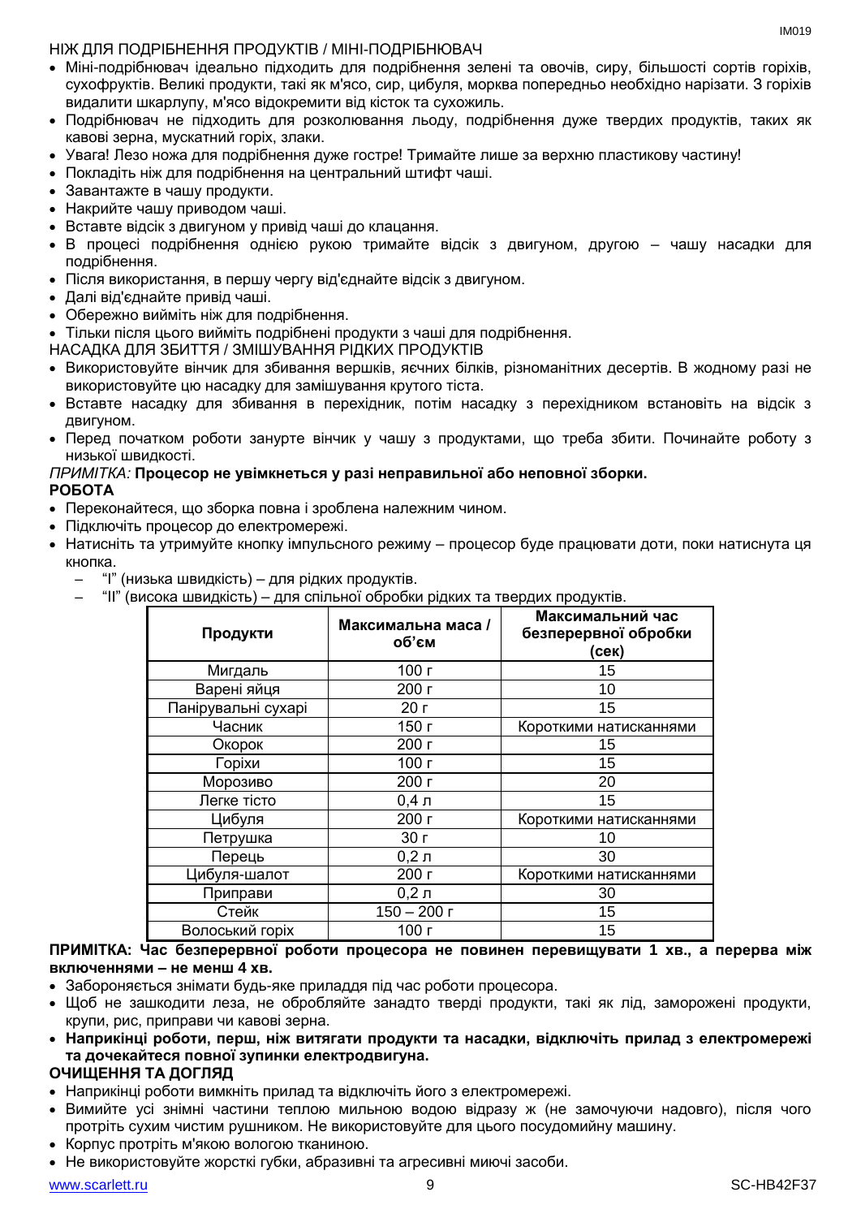НІЖ ДЛЯ ПОДРІБНЕННЯ ПРОДУКТІВ / МІНІ-ПОДРІБНЮВАЧ

- Міні-подрібнювач ідеально підходить для подрібнення зелені та овочів, сиру, більшості сортів горіхів, сухофруктів. Великі продукти, такі як м'ясо, сир, цибуля, морква попередньо необхідно нарізати. З горіхів видалити шкарлупу, м'ясо відокремити від кісток та сухожиль.
- Подрібнювач не підходить для розколювання льоду, подрібнення дуже твердих продуктів, таких як кавові зерна, мускатний горіх, злаки.
- Увага! Лезо ножа для подрібнення дуже гостре! Тримайте лише за верхню пластикову частину!
- Покладіть ніж для подрібнення на центральний штифт чаші.
- Завантажте в чашу продукти.
- Накрийте чашу приводом чаші.
- Вставте відсік з двигуном у привід чаші до клацання.
- В процесі подрібнення однією рукою тримайте відсік з двигуном, другою – чашу насадки для подрібнення.
- Після використання, в першу чергу від'єднайте відсік з двигуном.
- Далі від'єднайте привід чаші.
- Обережно вийміть ніж для подрібнення.
- Тільки після цього вийміть подрібнені продукти з чаші для подрібнення.

НАСАДКА ДЛЯ ЗБИТТЯ / ЗМІШУВАННЯ РІДКИХ ПРОДУКТІВ

- Використовуйте вінчик для збивання вершків, яєчних білків, різноманітних десертів. В жодному разі не використовуйте цю насадку для замішування крутого тіста.
- Вставте насадку для збивання в перехідник, потім насадку з перехідником встановіть на відсік з двигуном.
- Перед початком роботи занурте вінчик у чашу з продуктами, що треба збити. Починайте роботу з низької швидкості.

*ПРИМІТКА:* **Процесор не увімкнеться у разі неправильної або неповної зборки.**

**РОБОТА**

- Переконайтеся, що зборка повна і зроблена належним чином.
- Підключіть процесор до електромережі.
- Натисніть та утримуйте кнопку імпульсного режиму – процесор буде працювати доти, поки натиснута ця кнопка.
  - "I" (низька швидкість) – для рідких продуктів.
  - "II" (висока швидкість) – для спільної обробки рідких та твердих продуктів.

| Продукти | Максимальна маса / об'єм | Максимальний час безперервної обробки (сек) |
|---|---|---|
| Мигдаль | 100 г | 15 |
| Варені яйця | 200 г | 10 |
| Панірувальні сухарі | 20 г | 15 |
| Часник | 150 г | Короткими натисканнями |
| Окорок | 200 г | 15 |
| Горіхи | 100 г | 15 |
| Морозиво | 200 г | 20 |
| Легке тісто | 0,4 л | 15 |
| Цибуля | 200 г | Короткими натисканнями |
| Петрушка | 30 г | 10 |
| Перець | 0,2 л | 30 |
| Цибуля-шалот | 200 г | Короткими натисканнями |
| Приправи | 0,2 л | 30 |
| Стейк | 150 – 200 г | 15 |
| Волоський горіх | 100 г | 15 |

**ПРИМІТКА: Час безперервної роботи процесора не повинен перевищувати 1 хв., а перерва між включеннями – не менш 4 хв.**

- Забороняється знімати будь-яке приладдя під час роботи процесора.
- Щоб не зашкодити леза, не обробляйте занадто тверді продукти, такі як лід, заморожені продукти, крупи, рис, приправи чи кавові зерна.
- **Наприкінці роботи, перш, ніж витягати продукти та насадки, відключіть прилад з електромережі та дочекайтеся повної зупинки електродвигуна.**

**ОЧИЩЕННЯ ТА ДОГЛЯД**

- Наприкінці роботи вимкніть прилад та відключіть його з електромережі.
- Вимийте усі знімні частини теплою мильною водою відразу ж (не замочуючи надовго), після чого протріть сухим чистим рушником. Не використовуйте для цього посудомийну машину.
- Корпус протріть м'якою вологою тканиною.
- Не використовуйте жорсткі губки, абразивні та агресивні миючі засоби.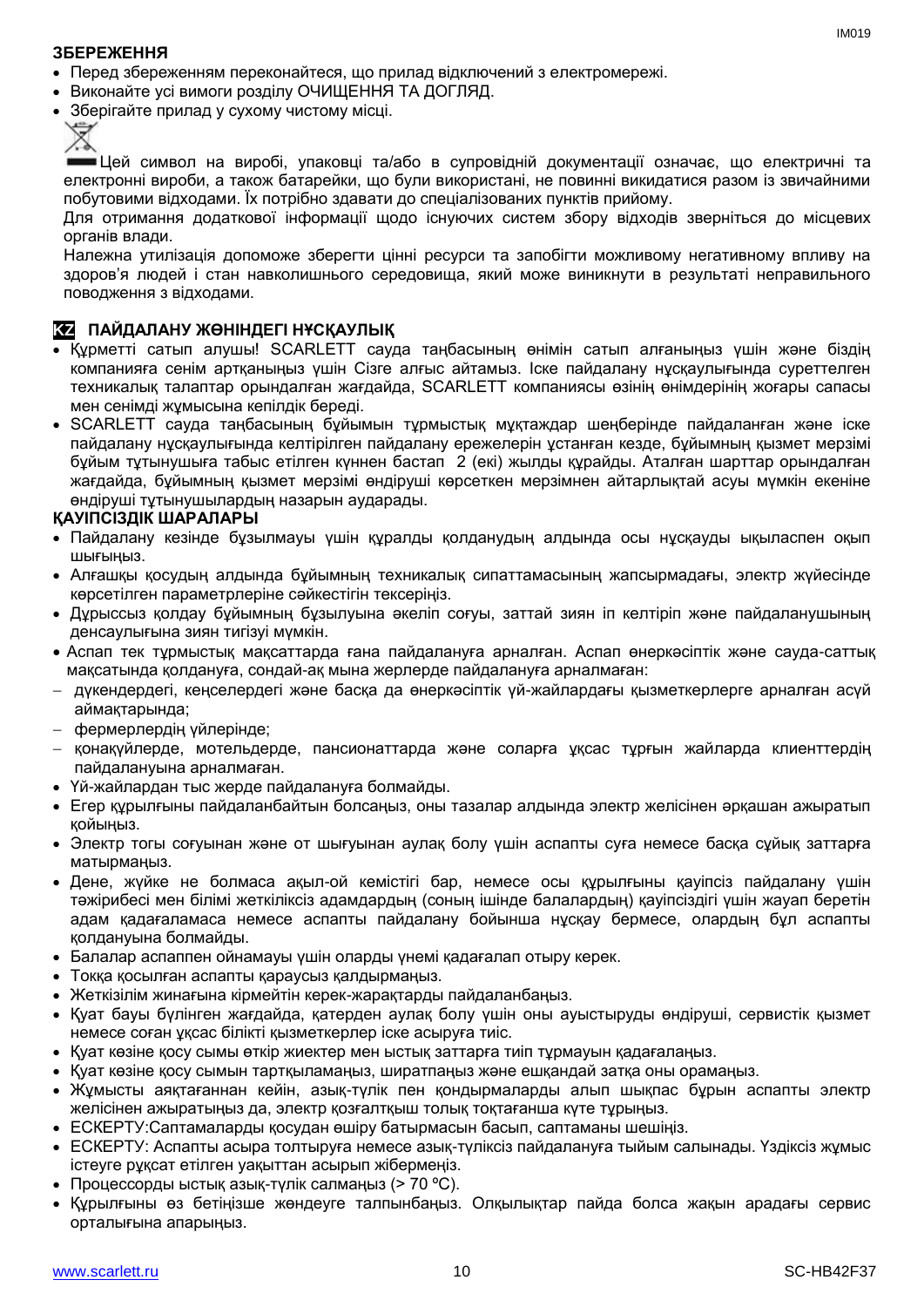**ЗБЕРЕЖЕННЯ**

- Перед збереженням переконайтеся, що прилад відключений з електромережі.
- Виконайте усі вимоги розділу ОЧИЩЕННЯ ТА ДОГЛЯД.
- Зберігайте прилад у сухому чистому місці.

Цей символ на виробі, упаковці та/або в супровідній документації означає, що електричні та електронні вироби, а також батарейки, що були використані, не повинні викидатися разом із звичайними побутовими відходами. Їх потрібно здавати до спеціалізованих пунктів прийому.

Для отримання додаткової інформації щодо існуючих систем збору відходів зверніться до місцевих органів влади.

Належна утилізація допоможе зберегти цінні ресурси та запобігти можливому негативному впливу на здоров'я людей і стан навколишнього середовища, який може виникнути в результаті неправильного поводження з відходами.

## KZ ПАЙДАЛАНУ ЖӨНІНДЕГІ НҰСҚАУЛЫҚ

- Құрметті сатып алушы! SCARLETT сауда таңбасының өнімін сатып алғаныңыз үшін және біздің компанияға сенім артқаныңыз үшін Сізге алғыс айтамыз. Іске пайдалану нұсқаулығында суреттелген техникалық талаптар орындалған жағдайда, SCARLETT компаниясы өзінің өнімдерінің жоғары сапасы мен сенімді жұмысына кепілдік береді.
- SCARLETT сауда таңбасының бұйымын тұрмыстық мұқтаждар шеңберінде пайдаланған және іске пайдалану нұсқаулығында келтірілген пайдалану ережелерін ұстанған кезде, бұйымның қызмет мерзімі бұйым тұтынушыға табыс етілген күннен бастап 2 (екі) жылды құрайды. Аталған шарттар орындалған жағдайда, бұйымның қызмет мерзімі өндіруші көрсеткен мерзімнен айтарлықтай асуы мүмкін екеніне өндіруші тұтынушылардың назарын аударады.

**ҚАУІПСІЗДІК ШАРАЛАРЫ**

- Пайдалану кезінде бұзылмауы үшін құралды қолданудың алдында осы нұсқауды ықыласпен оқып шығыңыз.
- Алғашқы қосудың алдында бұйымның техникалық сипаттамасының жапсырмадағы, электр жүйесінде көрсетілген параметрлеріне сәйкестігін тексеріңіз.
- Дұрыссыз қолдау бұйымның бұзылуына әкеліп соғуы, заттай зиян іп келтіріп және пайдаланушының денсаулығына зиян тигізуі мүмкін.
- Аспап тек тұрмыстық мақсаттарда ғана пайдалануға арналған. Аспап өнеркәсіптік және сауда-саттық мақсатында қолдануға, сондай-ақ мына жерлерде пайдалануға арналмаған:
  - дүкендердегі, кеңселердегі және басқа да өнеркәсіптік үй-жайлардағы қызметкерлерге арналған асүй аймақтарында;
  - фермерлердің үйлерінде;
  - қонақүйлерде, мотельдерде, пансионаттарда және соларға ұқсас тұрғын жайларда клиенттердің пайдалануына арналмаған.
- Үй-жайлардан тыс жерде пайдалануға болмайды.
- Егер құрылғыны пайдаланбайтын болсаңыз, оны тазалар алдында электр желісінен әрқашан ажыратып қойыңыз.
- Электр тогы соғуынан және от шығуынан аулақ болу үшін аспапты суға немесе басқа сұйық заттарға матырмаңыз.
- Дене, жүйке не болмаса ақыл-ой кемістігі бар, немесе осы құрылғыны қауіпсіз пайдалану үшін тәжірибесі мен білімі жеткіліксіз адамдардың (соның ішінде балалардың) қауіпсіздігі үшін жауап беретін адам қадағаламаса немесе аспапты пайдалану бойынша нұсқау бермесе, олардың бұл аспапты қолдануына болмайды.
- Балалар аспаппен ойнамауы үшін оларды үнемі қадағалап отыру керек.
- Тоққа қосылған аспапты қараусыз қалдырмаңыз.
- Жеткізілім жинағына кірмейтін керек-жарақтарды пайдаланбаңыз.
- Қуат бауы бүлінген жағдайда, қатерден аулақ болу үшін оны ауыстыруды өндіруші, сервистік қызмет немесе соған ұқсас білікті қызметкерлер іске асыруға тиіс.
- Қуат көзіне қосу сымын өткір жиектер мен ыстық заттарға тиіп тұрмауын қадағалаңыз.
- Қуат көзіне қосу сымын тартқыламаңыз, ширатпаңыз және ешқандай затқа оны орамаңыз.
- Жұмысты аяқтағаннан кейін, азық-түлік пен қондырмаларды алып шықпас бұрын аспапты электр желісінен ажыратыңыз да, электр қозғалтқыш толық тоқтағанша күте тұрыңыз.
- ЕСКЕРТУ:Саптамаларды қосудан өшіру батырмасын басып, саптаманы шешіңіз.
- ЕСКЕРТУ: Аспапты асыра толтыруға немесе азық-түлiксiз пайдалануға тыйым салынады. Үздіксіз жұмыс істеуге рұқсат етілген уақыттан асырып жібермеңіз.
- Процессорды ыстық азық-түлік салмаңыз (> 70 ºC).
- Құрылғыны өз бетіңізше жөндеуге талпынбаңыз. Олқылықтар пайда болса жақын арадағы сервис орталығына апарыңыз.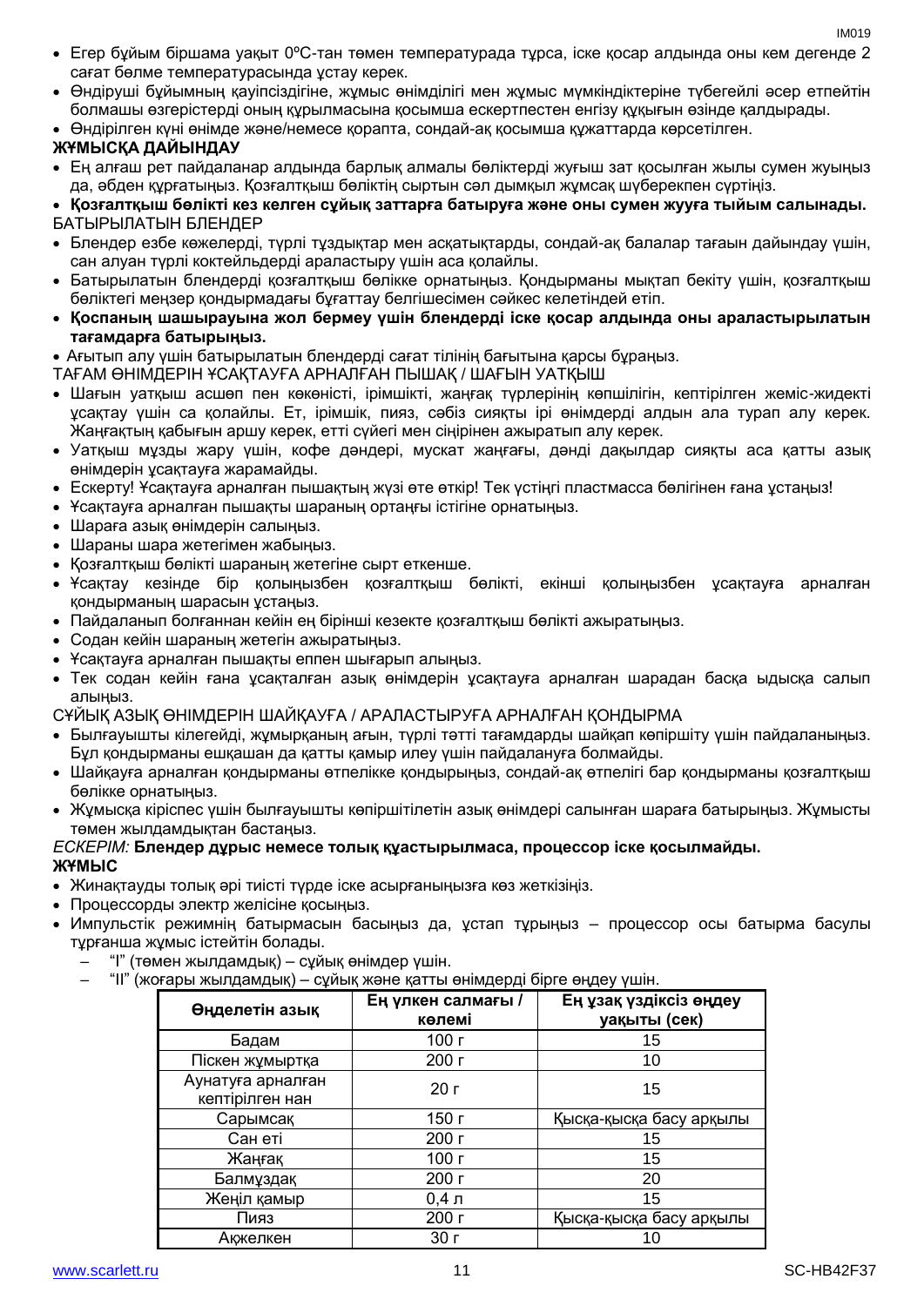- Егер бұйым біршама уақыт 0ºC-тан төмен температурада тұрса, іске қосар алдында оны кем дегенде 2 сағат бөлме температурасында ұстау керек.
- Өндіруші бұйымның қауіпсіздігіне, жұмыс өнімділігі мен жұмыс мүмкіндіктеріне түбегейлі әсер етпейтін болмашы өзгерістерді оның құрылмасына қосымша ескертпестен енгізу құқығын өзінде қалдырады.
- Өндірілген күні өнімде және/немесе қорапта, сондай-ақ қосымша құжаттарда көрсетілген.

**ЖҰМЫСҚА ДАЙЫНДАУ**

- Ең алғаш рет пайдаланар алдында барлық алмалы бөліктерді жуғыш зат қосылған жылы сумен жуыңыз да, әбден құрғатыңыз. Қозғалтқыш бөліктің сыртын сәл дымқыл жұмсақ шүберекпен сүртіңіз.
- **Қозғалтқыш бөлікті кез келген сұйық заттарға батыруға және оны сумен жууға тыйым салынады.**

БАТЫРЫЛАТЫН БЛЕНДЕР

- Блендер езбе көжелерді, түрлі тұздықтар мен асқатықтарды, сондай-ақ балалар тағамын дайындау үшін, сан алуан түрлі коктейльдерді араластыру үшін аса қолайлы.
- Батырылатын блендерді қозғалтқыш бөлікке орнатыңыз. Қондырманы мықтап бекіту үшін, қозғалтқыш бөліктегі меңзер қондырмадағы бұғаттау белгішесімен сәйкес келетіндей етіп.
- **Қоспаның шашырауына жол бермеу үшін блендерді іске қосар алдында оны араластырылатын тағамдарға батырыңыз.**
- Ағытып алу үшін батырылатын блендерді сағат тілінің бағытына қарсы бұраңыз.

ТАҒАМ ӨНІМДЕРІН ҰСАҚТАУҒА АРНАЛҒАН ПЫШАҚ / ШАҒЫН УАТҚЫШ

- Шағын уатқыш асшөп пен көкөністі, ірімшікті, жаңғақ түрлерінің көпшілігін, кептірілген жеміс-жидекті ұсақтау үшін са қолайлы. Ет, ірімшік, пияз, сәбіз сияқты ірі өнімдерді алдын ала турап алу керек. Жаңғақтың қабығын аршу керек, етті сүйегі мен сіңірінен ажыратып алу керек.
- Уатқыш мұзды жару үшін, кофе дәндері, мускат жаңғағы, дәнді дақылдар сияқты аса қатты азық өнімдерін ұсақтауға жарамайды.
- Ескерту! Ұсақтауға арналған пышақтың жүзі өте өткір! Тек үстіңгі пластмасса бөлігінен ғана ұстаңыз!
- Ұсақтауға арналған пышақты шараның ортаңғы істігіне орнатыңыз.
- Шараға азық өнімдерін салыңыз.
- Шараны шара жетегімен жабыңыз.
- Қозғалтқыш бөлікті шараның жетегіне сырт еткенше.
- Ұсақтау кезінде бір қолыңызбен қозғалтқыш бөлікті, екінші қолыңызбен ұсақтауға арналған қондырманың шарасын ұстаңыз.
- Пайдаланып болғаннан кейін ең бірінші кезекте қозғалтқыш бөлікті ажыратыңыз.
- Содан кейін шараның жетегін ажыратыңыз.
- Ұсақтауға арналған пышақты еппен шығарып алыңыз.
- Тек содан кейін ғана ұсақталған азық өнімдерін ұсақтауға арналған шарадан басқа ыдысқа салып алыңыз.

СҰЙЫҚ АЗЫҚ ӨНІМДЕРІН ШАЙҚАУҒА / АРАЛАСТЫРУҒА АРНАЛҒАН ҚОНДЫРМА

- Былғауышты кілегейді, жұмыртқаның ағын, түрлі тәтті тағамдарды шайқап көпіршіту үшін пайдаланыңыз. Бұл қондырманы ешқашан да қатты қамыр илеу үшін пайдалануға болмайды.
- Шайқауға арналған қондырманы өтпелікке қондырыңыз, сондай-ақ өтпелігі бар қондырманы қозғалтқыш бөлікке орнатыңыз.
- Жұмысқа кіріспес үшін былғауышты көпіршітілетін азық өнімдері салынған шараға батырыңыз. Жұмысты төмен жылдамдықтан бастаңыз.

*ЕСКЕРІМ:* **Блендер дұрыс немесе толық құрастырылмаса, процессор іске қосылмайды.**

**ЖҰМЫС**

- Жинақтауды толық әрі тиісті түрде іске асырғаныңызға көз жеткізіңіз.
- Процессорды электр желісіне қосыңыз.
- Импульстік режимнің батырмасын басыңыз да, ұстап тұрыңыз – процессор осы батырма басулы тұрғанша жұмыс істейтін болады.
  - “I” (төмен жылдамдық) – сұйық өнімдер үшін.
  - “II” (жоғары жылдамдық) – сұйық және қатты өнімдерді бірге өңдеу үшін.

| Өңделетін азық | Ең үлкен салмағы / көлемі | Ең ұзақ үздіксіз өңдеу уақыты (сек) |
|---|---|---|
| Бадам | 100 г | 15 |
| Піскен жұмыртқа | 200 г | 10 |
| Аунатуға арналған кептірілген нан | 20 г | 15 |
| Сарымсақ | 150 г | Қысқа-қысқа басу арқылы |
| Сан еті | 200 г | 15 |
| Жаңғақ | 100 г | 15 |
| Балмұздақ | 200 г | 20 |
| Жеңіл қамыр | 0,4 л | 15 |
| Пияз | 200 г | Қысқа-қысқа басу арқылы |
| Ақжелкен | 30 г | 10 |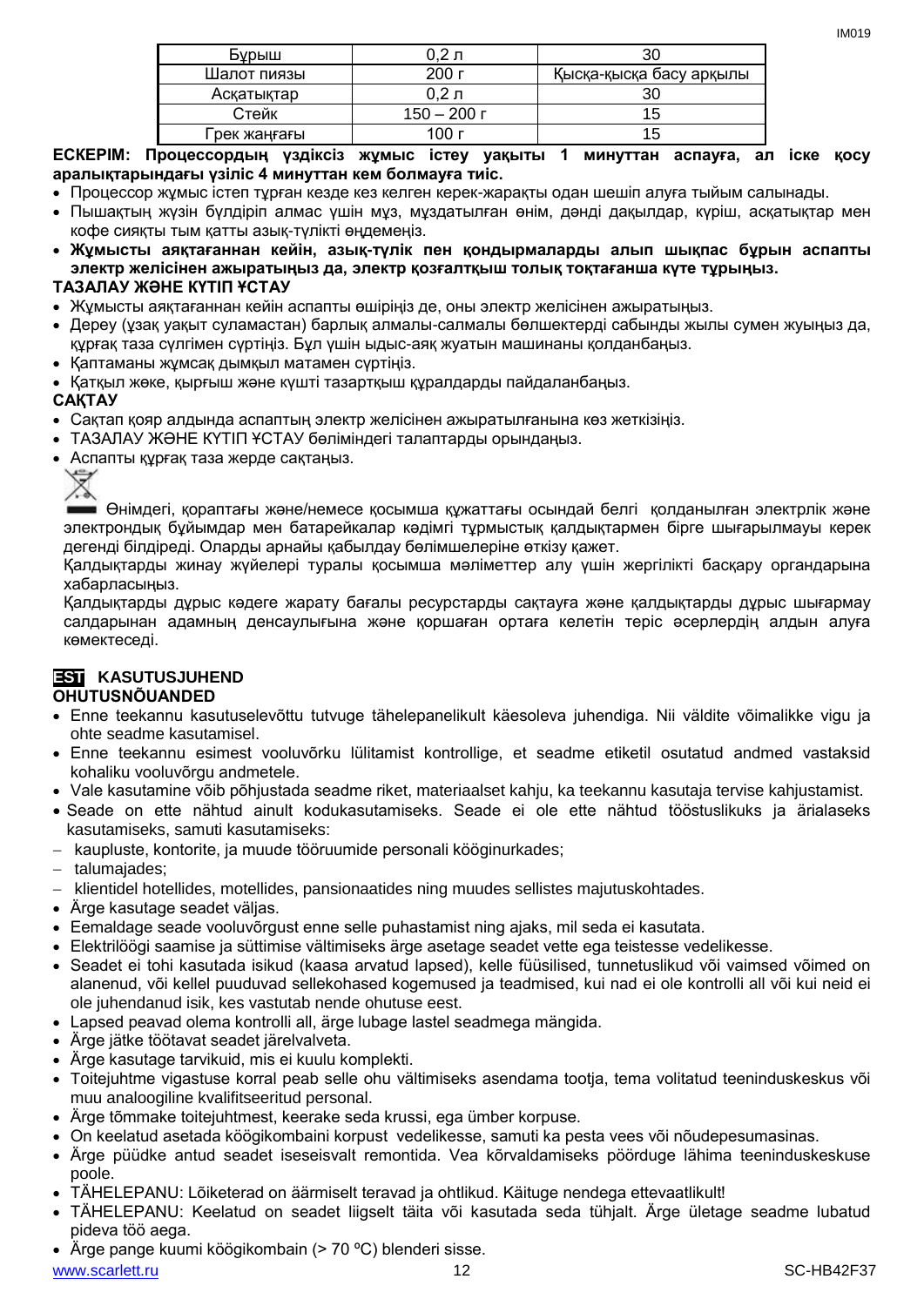| Бұрыш | 0,2 л | 30 |
|---|---|---|
| Шалот пиязы | 200 г | Қысқа-қысқа басу арқылы |
| Асқатықтар | 0,2 л | 30 |
| Стейк | 150 – 200 г | 15 |
| Грек жаңғағы | 100 г | 15 |

**ЕСКЕРІМ: Процессордың үздіксіз жұмыс істеу уақыты 1 минуттан аспауға, ал іске қосу аралықтарындағы үзіліс 4 минуттан кем болмауға тиіс.**

- Процессор жұмыс істеп тұрған кезде кез келген керек-жарақты одан шешіп алуға тыйым салынады.
- Пышақтың жүзін бүлдіріп алмас үшін мұз, мұздатылған өнім, дәнді дақылдар, күріш, асқатықтар мен кофе сияқты тым қатты азық-түлікті өңдемеңіз.
- **Жұмысты аяқтағаннан кейін, азық-түлік пен қондырмаларды алып шықпас бұрын аспапты электр желісінен ажыратыңыз да, электр қозғалтқыш толық тоқтағанша күте тұрыңыз.**

**ТАЗАЛАУ ЖӘНЕ КҮТІП ҰСТАУ**

- Жұмысты аяқтағаннан кейін аспапты өшіріңіз де, оны электр желісінен ажыратыңыз.
- Дереу (ұзақ уақыт суламастан) барлық алмалы-салмалы бөлшектерді сабынды жылы сумен жуыңыз да, құрғақ таза сүлгімен сүртіңіз. Бұл үшін ыдыс-аяқ жуатын машинаны қолданбаңыз.
- Қаптаманы жұмсақ дымқыл матамен сүртіңіз.
- Қатқыл жөке, қырғыш және күшті тазартқыш құралдарды пайдаланбаңыз.

**САҚТАУ**

- Сақтап қояр алдында аспаптың электр желісінен ажыратылғанына көз жеткізіңіз.
- ТАЗАЛАУ ЖӘНЕ КҮТІП ҰСТАУ бөліміндегі талаптарды орындаңыз.
- Аспапты құрғақ таза жерде сақтаңыз.

Өнімдегі, орамдағы және/немесе қосымша құжаттағы осындай белгі қолданылған электрлік және электрондық бұйымдар мен батарейкалар кәдімгі тұрмыстық қалдықтармен бірге шығарылмауы керек дегенді білдіреді. Оларды арнайы қабылдау бөлімшелеріне өткізу қажет.

Қалдықтарды жинау жүйелері туралы қосымша мәліметтер алу үшін жергілікті басқару органдарына хабарласыңыз.

Қалдықтарды дұрыс кәдеге жарату бағалы ресурстарды сақтауға және қалдықтарды дұрыс шығармау салдарынан адамның денсаулығына және қоршаған ортаға келетін теріс әсерлердің алдын алуға көмектеседі.

## EST KASUTUSJUHEND

### OHUTUSNÕUANDED

- Enne teekannu kasutuselevõttu tutvuge tähelepanelikult käesoleva juhendiga. Nii väldite võimalikke vigu ja ohte seadme kasutamisel.
- Enne teekannu esimest vooluvõrku lülitamist kontrollige, et seadme etiketil osutatud andmed vastaksid kohaliku vooluvõrgu andmetele.
- Vale kasutamine võib põhjustada seadme riket, materiaalset kahju, ka teekannu kasutaja tervise kahjustamist.
- Seade on ette nähtud ainult kodukasutamiseks. Seade ei ole ette nähtud tööstuslikuks ja ärialaseks kasutamiseks, samuti kasutamiseks:
  - kaupluste, kontorite, ja muude tööruumide personali kööginurkades;
  - talumajades;
  - klientidel hotellides, motellides, pansionaatides ning muudes sellistes majutuskohtades.
- Ärge kasutage seadet väljas.
- Eemaldage seade vooluvõrgust enne selle puhastamist ning ajaks, mil seda ei kasutata.
- Elektrilöögi saamise ja süttimise vältimiseks ärge asetage seadet vette ega teistesse vedelikesse.
- Seadet ei tohi kasutada isikud (kaasa arvatud lapsed), kelle füüsilised, tunnetuslikud või vaimsed võimed on alanenud, või kellel puuduvad sellekohased kogemused ja teadmised, kui nad ei ole kontrolli all või kui neid ei ole juhendanud isik, kes vastutab nende ohutuse eest.
- Lapsed peavad olema kontrolli all, ärge lubage lastel seadmega mängida.
- Ärge jätke töötavat seadet järelvalveta.
- Ärge kasutage tarvikuid, mis ei kuulu komplekti.
- Toitejuhtme vigastuse korral peab selle ohu vältimiseks asendama tootja, tema volitatud teeninduskeskus või muu analoogiline kvalifitseeritud personal.
- Ärge tõmmake toitejuhtmest, keerake seda krussi, ega ümber korpuse.
- On keelatud asetada köögikombaini korpust vedelikesse, samuti ka pesta vees või nõudepesumasinas.
- Ärge püüdke antud seadet iseseisvalt remontida. Vea kõrvaldamiseks pöörduge lähima teeninduskeskuse poole.
- TÄHELEPANU: Lõiketerad on äärmiselt teravad ja ohtlikud. Käituge nendega ettevaatlikult!
- TÄHELEPANU: Keelatud on seadet liigselt täita või kasutada seda tühjalt. Ärge ületage seadme lubatud pideva töö aega.
- Ärge pange kuumi köögikombain (> 70 ºC) blenderi sisse.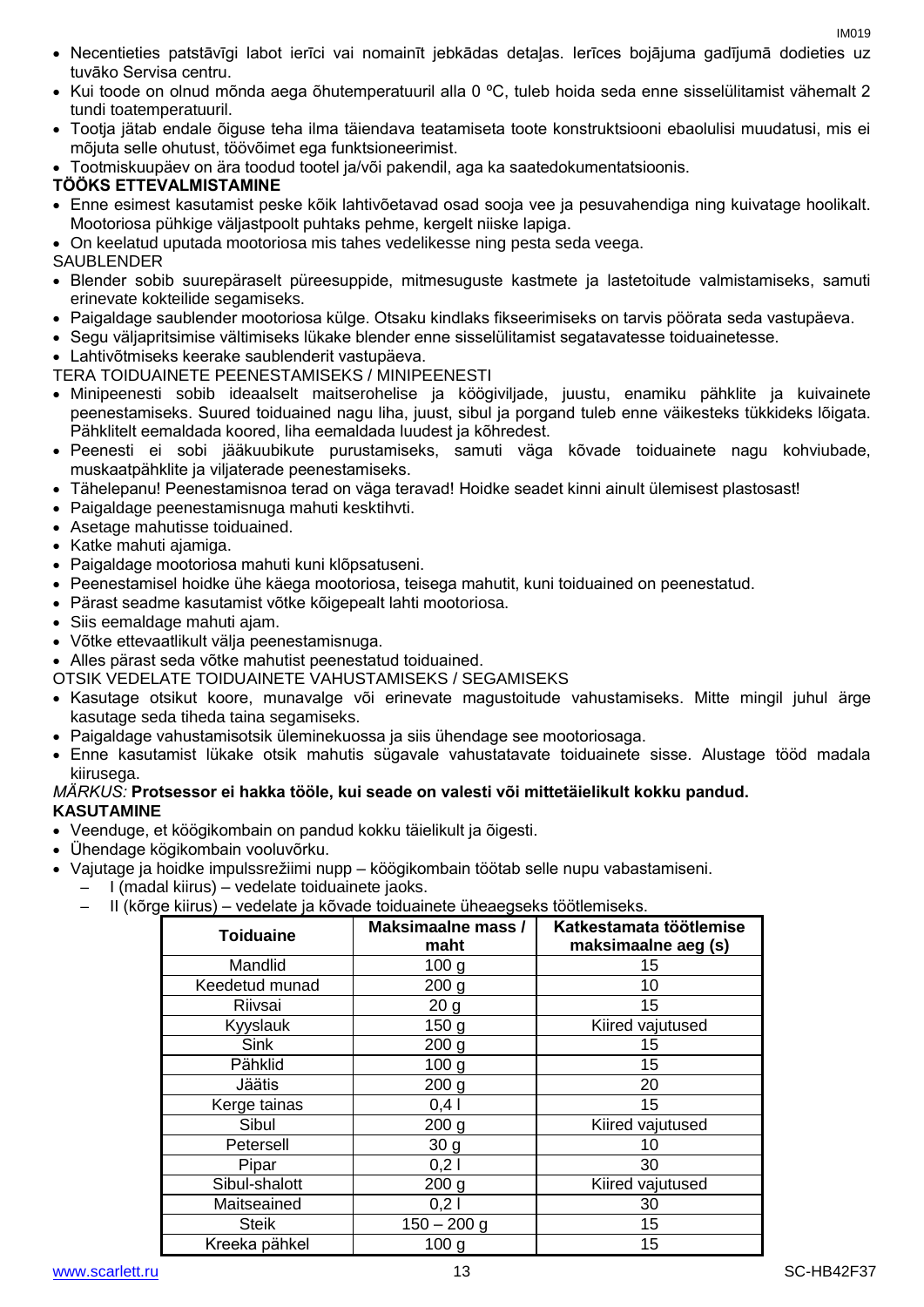- Necentieties patstāvīgi labot ierīci vai nomainīt jebkādas detaļas. Ierīces bojājuma gadījumā dodieties uz tuvāko Servisa centru.
- Kui toode on olnud mõnda aega õhutemperatuuril alla 0 ºC, tuleb hoida seda enne sisselülitamist vähemalt 2 tundi toatemperatuuril.
- Tootja jätab endale õiguse teha ilma täiendava teatamiseta toote konstruktsiooni ebaolulisi muudatusi, mis ei mõjuta selle ohutust, töövõimet ega funktsioneerimist.
- Tootmiskuupäev on ära toodud tootel ja/või pakendil, aga ka saatedokumentatsioonis.

**TÖÖKS ETTEVALMISTAMINE**

- Enne esimest kasutamist peske kõik lahtivõetavad osad sooja vee ja pesuvahendiga ning kuivatage hoolikalt. Mootoriosa pühkige väljastpoolt puhtaks pehme, kergelt niiske lapiga.
- On keelatud uputada mootoriosa mis tahes vedelikesse ning pesta seda veega.

SAUBLENDER

- Blender sobib suurepäraselt püreesuppide, mitmesuguste kastmete ja lastetoitude valmistamiseks, samuti erinevate kokteilide segamiseks.
- Paigaldage saublender mootoriosa külge. Otsaku kindlaks fikseerimiseks on tarvis pöörata seda vastupäeva.
- Segu väljapritsimise vältimiseks lükake blender enne sisselülitamist segatavasse toiduainetesse.
- Lahtivõtmiseks keerake saublenderit vastupäeva.

TERA TOIDUAINETE PEENESTAMISEKS / MINIPEENESTI

- Minipeenesti sobib ideaalselt maitserohelise ja köögiviljade, juustu, enamiku pähklite ja kuivainete peenestamiseks. Suured toiduained nagu liha, juust, sibul ja porgand tuleb enne väikesteks tükkideks lõigata. Pähklitelt eemaldada koored, liha eemaldada luudest ja kõhredest.
- Peenesti ei sobi jääkuubikute purustamiseks, samuti väga kõvade toiduainete nagu kohviubade, muskaatpähklite ja viljaterade peenestamiseks.
- Tähelepanu! Peenestamisnoa terad on väga teravad! Hoidke seadet kinni ainult ülemisest plastosast!
- Paigaldage peenestamisnuga mahuti kesktihvti.
- Asetage mahutisse toiduained.
- Katke mahuti ajamiga.
- Paigaldage mootoriosa mahuti kuni klõpsatuseni.
- Peenestamisel hoidke ühe käega mootoriosa, teisega mahutit, kuni toiduained on peenestatud.
- Pärast seadme kasutamist võtke kõigepealt lahti mootoriosa.
- Siis eemaldage mahuti ajam.
- Võtke ettevaatlikult välja peenestamisnuga.
- Alles pärast seda võtke mahutist peenestatud toiduained.

OTSIK VEDELATE TOIDUAINETE VAHUSTAMISEKS / SEGAMISEKS

- Kasutage otsikut koore, munavalge või erinevate magustoitude vahustamiseks. Mitte mingil juhul ärge kasutage seda tiheda taina segamiseks.
- Paigaldage vahustamisotsik üleminekuossa ja siis ühendage see mootoriosaga.
- Enne kasutamist lükake otsik mahutis sügavale vahustatavate toiduainete sisse. Alustage tööd madala kiirusega.

*MÄRKUS:* **Protsessor ei hakka tööle, kui seade on valesti või mittetäielikult kokku pandud.**

**KASUTAMINE**

- Veenduge, et köögikombain on pandud kokku täielikult ja õigesti.
- Ühendage kögikombain vooluvõrku.
- Vajutage ja hoidke impulssrežiimi nupp – köögikombain töötab selle nupu vabastamiseni.
  - I (madal kiirus) – vedelate toiduainete jaoks.
  - II (kõrge kiirus) – vedelate ja kõvade toiduainete üheaegseks töötlemiseks.

| Toiduaine | Maksimaalne mass / maht | Katkestamata töötlemise maksimaalne aeg (s) |
|---|---|---|
| Mandlid | 100 g | 15 |
| Keedetud munad | 200 g | 10 |
| Riivsai | 20 g | 15 |
| Kyyslauk | 150 g | Kiired vajutused |
| Sink | 200 g | 15 |
| Pähklid | 100 g | 15 |
| Jäätis | 200 g | 20 |
| Kerge tainas | 0,4 l | 15 |
| Sibul | 200 g | Kiired vajutused |
| Petersell | 30 g | 10 |
| Pipar | 0,2 l | 30 |
| Sibul-shalott | 200 g | Kiired vajutused |
| Maitseained | 0,2 l | 30 |
| Steik | 150 – 200 g | 15 |
| Kreeka pähkel | 100 g | 15 |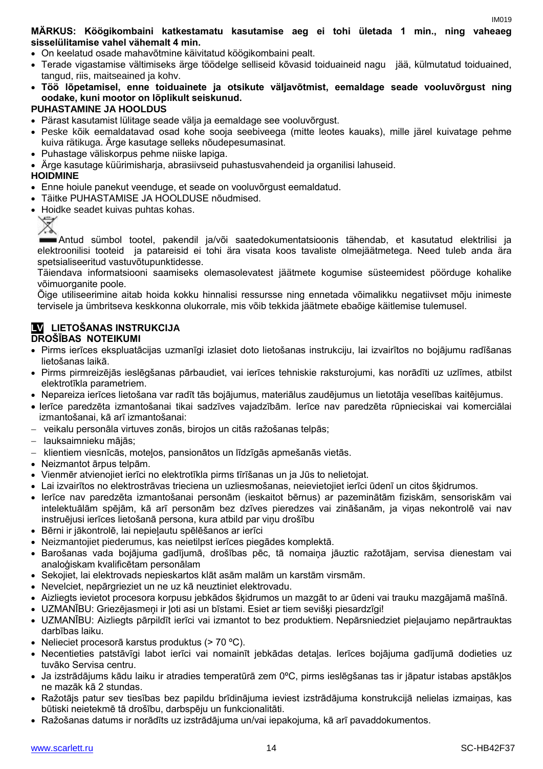**MÄRKUS: Köögikombaini katkestamatu kasutamise aeg ei tohi ületada 1 min., ning vaheaeg sisselülitamise vahel vähemalt 4 min.**

- On keelatud osade mahavõtmine käivitatud köögikombaini pealt.
- Terade vigastamise vältimiseks ärge töödelge selliseid kõvasid toiduaineid nagu jää, külmutatud toiduained, tangud, riis, maitseained ja kohv.
- **Töö lõpetamisel, enne toiduainete ja otsikute väljavõtmist, eemaldage seade vooluvõrgust ning oodake, kuni mootor on lõplikult seiskunud.**

**PUHASTAMINE JA HOOLDUS**

- Pärast kasutamist lülitage seade välja ja eemaldage see vooluvõrgust.
- Peske kõik eemaldatavad osad kohe sooja seebiveega (mitte leotes kauaks), mille järel kuivatage pehme kuiva rätikuga. Ärge kasutage selleks nõudepesumasinat.
- Puhastage väliskorpus pehme niiske lapiga.
- Ärge kasutage küürimisharja, abrasiivseid puhastusvahendeid ja organilisi lahuseid.

**HOIDMINE**

- Enne hoiule panekut veenduge, et seade on vooluvõrgust eemaldatud.
- Täitke PUHASTAMISE JA HOOLDUSE nõudmised.
- Hoidke seadet kuivas puhtas kohas.

Antud sümbol tootel, pakendil ja/või saatedokumentatsioonis tähendab, et kasutatud elektrilisi ja elektroonilisi tooteid ja patareisid ei tohi ära visata koos tavaliste olmejäätmetega. Need tuleb anda ära spetsialiseeritud vastuvõtupunktidesse.

Täiendava informatsiooni saamiseks olemasolevatest jäätmete kogumise süsteemidest pöörduge kohalike võimuorganite poole.

Õige utiliseerimine aitab hoida kokku hinnalisi ressursse ning ennetada võimalikku negatiivset mõju inimeste tervisele ja ümbritseva keskkonna olukorrale, mis võib tekkida jäätmete ebaõige käitlemise tulemusel.

## LV LIETOŠANAS INSTRUKCIJA

**DROŠĪBAS NOTEIKUMI**

- Pirms ierīces ekspluatācijas uzmanīgi izlasiet doto lietošanas instrukciju, lai izvairītos no bojājumu radīšanas lietošanas laikā.
- Pirms pirmreizējās ieslēgšanas pārbaudiet, vai ierīces tehniskie raksturojumi, kas norādīti uz uzlīmes, atbilst elektrotīkla parametriem.
- Nepareiza ierīces lietošana var radīt tās bojājumus, materiālus zaudējumus un lietotāja veselības kaitējumus.
- Ierīce paredzēta izmantošanai tikai sadzīves vajadzībām. Ierīce nav paredzēta rūpnieciskai vai komerciālai izmantošanai, kā arī izmantošanai:
  - veikalu personāla virtuves zonās, birojos un citās ražošanas telpās;
  - lauksaimnieku mājās;
  - klientiem viesnīcās, moteļos, pansionātos un līdzīgās apmešanās vietās.
- Neizmantojiet ārpus telpām.
- Vienmēr atvienojiet ierīci no elektrotīkla pirms tīrīšanas un ja Jūs to nelietojat.
- Lai izvairītos no elektrostrāvas trieciena un uzliesmošanas, neievietojiet ierīci ūdenī un citos šķidrumos.
- Ierīce nav paredzēta izmantošanai personām (ieskaitot bērnus) ar pazeminātām fiziskām, sensoriskām vai intelektuālām spējām, kā arī personām bez dzīves pieredzes vai zināšanām, ja viņas nekontrolē vai nav instruējusi ierīces lietošanā persona, kura atbild par viņu drošību
- Bērni ir jākontrolē, lai nepieļautu spēlēšanos ar ierīci
- Neizmantojiet piederumus, kas neietilpst ierīces piegādes komplektā.
- Barošanas vada bojājuma gadījumā, drošības pēc, tā nomaiņa jāuztic ražotājam, servisa dienestam vai analoģiskam kvalificētam personālam
- Sekojiet, lai elektrovads nepieskartos klāt asām malām un karstām virsmām.
- Nevelciet, nepārgrieziet un ne uz kā neuztiniet elektrovadu.
- Aizliegts ievietot procesora korpusu jebkādos šķidrumos un mazgāt to ar ūdeni vai trauku mazgājamā mašīnā.
- UZMANĪBU: Griezējasmeņi ir ļoti asi un bīstami. Esiet ar tiem sevišķi piesardzīgi!
- UZMANĪBU: Aizliegts pārpildīt ierīci vai izmantot to bez produktiem. Nepārsniedziet pieļaujamo nepārtrauktas darbības laiku.
- Nelieciet procesorā karstus produktus (> 70 ºC).
- Necentieties patstāvīgi labot ierīci vai nomainīt jebkādas detaļas. Ierīces bojājuma gadījumā dodieties uz tuvāko Servisa centru.
- Ja izstrādājums kādu laiku ir atradies temperatūrā zem 0ºC, pirms ieslēgšanas tas ir jāpatur istabas apstākļos ne mazāk kā 2 stundas.
- Ražotājs patur sev tiesības bez papildu brīdinājuma ieviest izstrādājuma konstrukcijā nelielas izmaiņas, kas būtiski neietekmē tā drošību, darbspēju un funkcionalitāti.
- Ražošanas datums ir norādīts uz izstrādājuma un/vai iepakojuma, kā arī pavaddokumentos.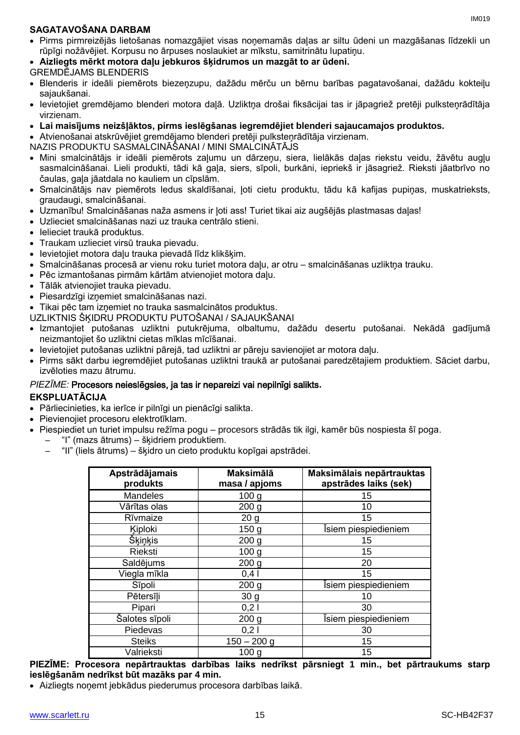**SAGATAVOŠANA DARBAM**

- Pirms pirmreizējās lietošanas nomazgājiet visas noņemamās daļas ar siltu ūdeni un mazgāšanas līdzekli un rūpīgi nožāvējiet. Korpusu no ārpuses noslaukiet ar mīkstu, samitrinātu lupatiņu.
- **Aizliegts mērkt motora daļu jebkuros šķidrumos un mazgāt to ar ūdeni.**

GREMDĒJAMS BLENDERIS

- Blenderis ir ideāli piemērots biezeņzupu, dažādu mērču un bērnu barības pagatavošanai, dažādu kokteiļu sajaukšanai.
- Ievietojiet gremdējamo blenderi motora daļā. Uzliktņa drošai fiksācijai tas ir jāpagriež pretēji pulksteņrādītāja virzienam.
- **Lai maisījums neizšļāktos, pirms ieslēgšanas iegremdējiet blenderi sajaucamajos produktos.**
- Atvienošanai atskrūvējiet gremdējamo blenderi pretēji pulksteņrādītāja virzienam.

NAZIS PRODUKTU SASMALCINĀŠANAI / MINI SMALCINĀTĀJS

- Mini smalcinātājs ir ideāli piemērots zaļumu un dārzeņu, siera, lielākās daļas riekstu veidu, žāvētu augļu sasmalcināšanai. Lieli produkti, tādi kā gaļa, siers, sīpoli, burkāni, iepriekš ir jāsagriež. Rieksti jāatbrīvo no čaulas, gaļa jāatdala no kauliem un cīpslām.
- Smalcinātājs nav piemērots ledus skaldīšanai, ļoti cietu produktu, tādu kā kafijas pupiņas, muskatrieksts, graudaugi, smalcināšanai.
- Uzmanību! Smalcināšanas naža asmens ir ļoti ass! Turiet tikai aiz augšējās plastmasas daļas!
- Uzlieciet smalcināšanas nazi uz trauka centrālo stieni.
- Ielieciet traukā produktus.
- Traukam uzlieciet virsū trauka pievadu.
- Ievietojiet motora daļu trauka pievadā līdz klikšķim.
- Smalcināšanas procesā ar vienu roku turiet motora daļu, ar otru – smalcināšanas uzliktņa trauku.
- Pēc izmantošanas pirmām kārtām atvienojiet motora daļu.
- Tālāk atvienojiet trauka pievadu.
- Piesardzīgi izņemiet smalcināšanas nazi.
- Tikai pēc tam izņemiet no trauka sasmalcinātos produktus.

UZLIKTNIS ŠĶIDRU PRODUKTU PUTOŠANAI / SAJAUKŠANAI

- Izmantojiet putošanas uzliktni putukrējuma, olbaltumu, dažādu desertu putošanai. Nekādā gadījumā neizmantojiet šo uzliktni cietas mīklas mīcīšanai.
- Ievietojiet putošanas uzliktni pārejā, tad uzliktni ar pāreju savienojiet ar motora daļu.
- Pirms sākt darbu iegremdējiet putošanas uzliktni traukā ar putošanai paredzētajiem produktiem. Sāciet darbu, izvēloties mazu ātrumu.

*PIEZĪME:* Procesors neieslēgsies, ja tas ir nepareizi vai nepilnīgi salikts.

**EKSPLUATĀCIJA**

- Pārliecinieties, ka ierīce ir pilnīgi un pienācīgi salikta.
- Pievienojiet procesoru elektrotīklam.
- Piespiediet un turiet impulsu režīma pogu – procesors strādās tik ilgi, kamēr būs nospiesta šī poga.
  - "I" (mazs ātrums) – šķidriem produktiem.
  - "II" (liels ātrums) – šķidro un cieto produktu kopīgai apstrādei.

| Apstrādājamais produkts | Maksimālā masa / apjoms | Maksimālais nepārtrauktas apstrādes laiks (sek) |
|---|---|---|
| Mandeles | 100 g | 15 |
| Vārītas olas | 200 g | 10 |
| Rīvmaize | 20 g | 15 |
| Ķiploki | 150 g | Īsiem piespiedieniem |
| Šķiņķis | 200 g | 15 |
| Rieksti | 100 g | 15 |
| Saldējums | 200 g | 20 |
| Viegla mīkla | 0,4 l | 15 |
| Sīpoli | 200 g | Īsiem piespiedieniem |
| Pētersīļi | 30 g | 10 |
| Pipari | 0,2 l | 30 |
| Šalotes sīpoli | 200 g | Īsiem piespiedieniem |
| Piedevas | 0,2 l | 30 |
| Steiks | 150 – 200 g | 15 |
| Valrieksti | 100 g | 15 |

**PIEZĪME: Procesora nepārtrauktas darbības laiks nedrīkst pārsniegt 1 min., bet pārtraukums starp ieslēgšanām nedrīkst būt mazāks par 4 min.**

- Aizliegts noņemt jebkādus piederumus procesora darbības laikā.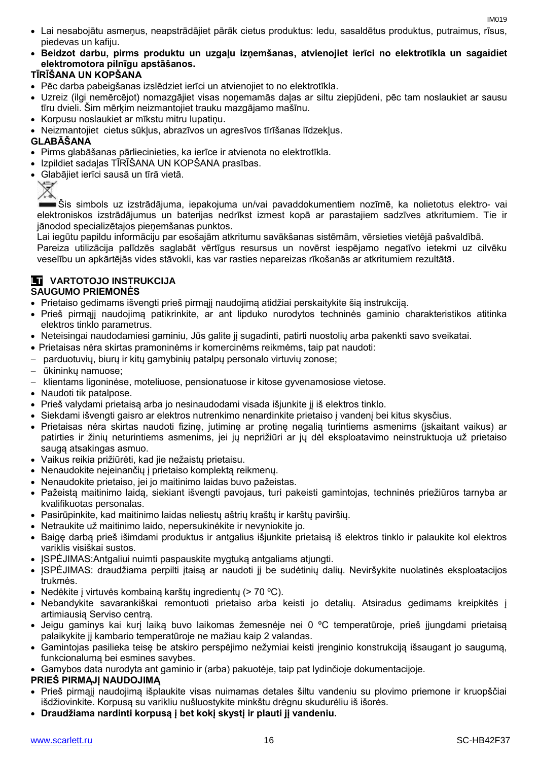- Lai nesabojātu asmeņus, neapstrādājiet pārāk cietus produktus: ledu, sasaldētus produktus, putraimus, rīsus, piedevas un kafiju.
- **Beidzot darbu, pirms produktu un uzgaļu izņemšanas, atvienojiet ierīci no elektrotīkla un sagaidiet elektromotora pilnīgu apstāšanos.**

**TĪRĪŠANA UN KOPŠANA**

- Pēc darba pabeigšanas izslēdziet ierīci un atvienojiet to no elektrotīkla.
- Uzreiz (ilgi nemērcējot) nomazgājiet visas noņemamās daļas ar siltu ziepjūdeni, pēc tam noslaukiet ar sausu tīru dvieli. Šim mērķim neizmantojiet trauku mazgājamo mašīnu.
- Korpusu noslaukiet ar mīkstu mitru lupatiņu.
- Neizmantojiet cietus sūkļus, abrazīvos un agresīvos tīrīšanas līdzekļus.

**GLABĀŠANA**

- Pirms glabāšanas pārliecinieties, ka ierīce ir atvienota no elektrotīkla.
- Izpildiet sadaļas TĪRĪŠANA UN KOPŠANA prasības.
- Glabājiet ierīci sausā un tīrā vietā.

Šis simbols uz izstrādājuma, iepakojuma un/vai pavaddokumentiem nozīmē, ka nolietotus elektro- vai elektroniskos izstrādājumus un baterijas nedrīkst izmest kopā ar parastajiem sadzīves atkritumiem. Tie ir jānodod specializētajos pieņemšanas punktos.

Lai iegūtu papildu informāciju par esošajām atkritumu savākšanas sistēmām, vērsieties vietējā pašvaldībā.

Pareiza utilizācija palīdzēs saglabāt vērtīgus resursus un novērst iespējamo negatīvo ietekmi uz cilvēku veselību un apkārtējās vides stāvokli, kas var rasties nepareizas rīkošanās ar atkritumiem rezultātā.

## LT VARTOTOJO INSTRUKCIJA

**SAUGUMO PRIEMONĖS**

- Prietaiso gedimams išvengti prieš pirmąjį naudojimą atidžiai perskaitykite šią instrukciją.
- Prieš pirmąjį naudojimą patikrinkite, ar ant lipduko nurodytos techninės gaminio charakteristikos atitinka elektros tinklo parametrus.
- Neteisingai naudodamiesi gaminiu, Jūs galite jį sugadinti, patirti nuostolių arba pakenkti savo sveikatai.
- Prietaisas nėra skirtas pramoninėms ir komercinėms reikmėms, taip pat naudoti:
  - parduotuvių, biurų ir kitų gamybinių patalpų personalo virtuvių zonose;
  - ūkininkų namuose;
  - klientams ligoninėse, moteliuose, pensionatuose ir kitose gyvenamosiose vietose.
- Naudoti tik patalpose.
- Prieš valydami prietaisą arba jo nesinaudodami visada išjunkite jį iš elektros tinklo.
- Siekdami išvengti gaisro ar elektros nutrenkimo nenardinkite prietaiso į vandenį bei kitus skysčius.
- Prietaisas nėra skirtas naudoti fizinę, jutiminę ar protinę negalią turintiems asmenims (įskaitant vaikus) ar patirties ir žinių neturintiems asmenims, jei jų neprižiūri ar jų dėl eksploatavimo neinstruktuoja už prietaiso saugą atsakingas asmuo.
- Vaikus reikia prižiūrėti, kad jie nežaistų prietaisu.
- Nenaudokite neįeinančių į prietaiso komplektą reikmenų.
- Nenaudokite prietaiso, jei jo maitinimo laidas buvo pažeistas.
- Pažeistą maitinimo laidą, siekiant išvengti pavojaus, turi pakeisti gamintojas, techninės priežiūros tarnyba ar kvalifikuotas personalas.
- Pasirūpinkite, kad maitinimo laidas neliestų aštrių kraštų ir karštų paviršių.
- Netraukite už maitinimo laido, nepersukinėkite ir nevyniokite jo.
- Baigę darbą prieš išimdami produktus ir antgalius išjunkite prietaisą iš elektros tinklo ir palaukite kol elektros variklis visiškai sustos.
- ĮSPĖJIMAS:Antgaliui nuimti paspauskite mygtuką antgaliams atjungti.
- ĮSPĖJIMAS: draudžiama perpilti įtaisą ar naudoti jį be sudėtinių dalių. Neviršykite nuolatinės eksploatacijos trukmės.
- Nedėkite į virtuvės kombainą karštų ingredientų (> 70 ºC).
- Nebandykite savarankiškai remontuoti prietaiso arba keisti jo detalių. Atsiradus gedimams kreipkitės į artimiausią Serviso centrą.
- Jeigu gaminys kai kurį laiką buvo laikomas žemesnėje nei 0 ºC temperatūroje, prieš įjungdami prietaisą palaikykite jį kambario temperatūroje ne mažiau kaip 2 valandas.
- Gamintojas pasilieka teisę be atskiro perspėjimo nežymiai keisti įrenginio konstrukciją išsaugant jo saugumą, funkcionalumą bei esmines savybes.
- Gamybos data nurodyta ant gaminio ir (arba) pakuotėje, taip pat lydinčioje dokumentacijoje.

**PRIEŠ PIRMĄJĮ NAUDOJIMĄ**

- Prieš pirmąjį naudojimą išplaukite visas nuimamas detales šiltu vandeniu su plovimo priemone ir kruopščiai išdžiovinkite. Korpusą su varikliu nušluostykite minkštu drėgnu skudurėliu iš išorės.
- **Draudžiama nardinti korpusą į bet kokį skystį ir plauti jį vandeniu.**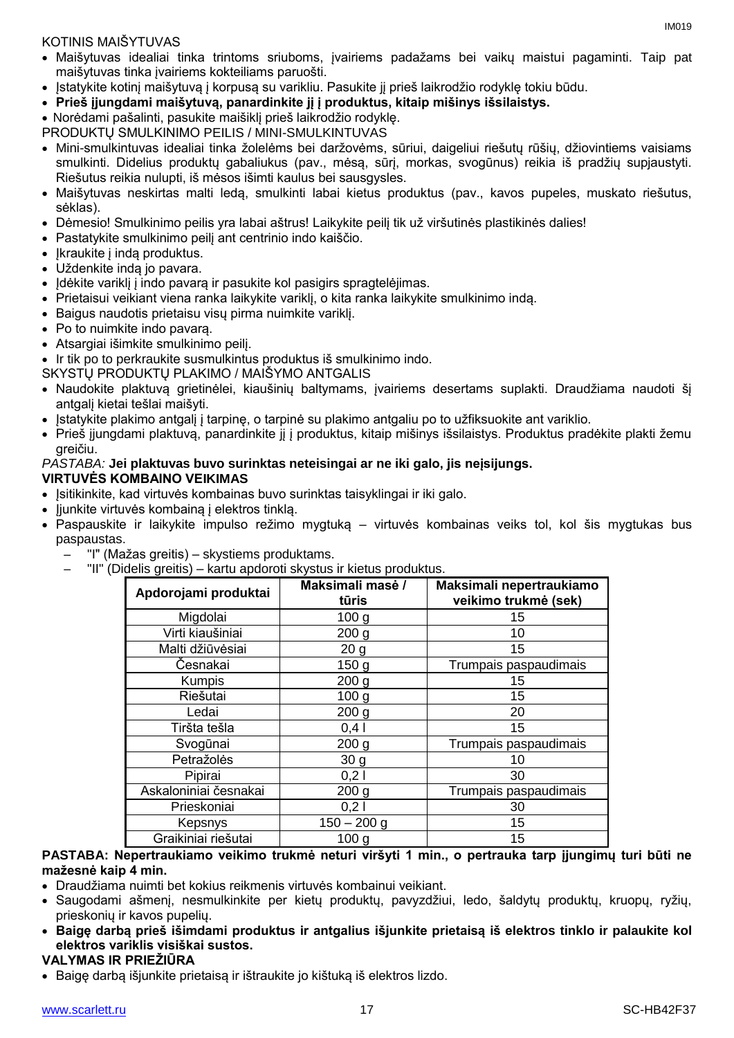KOTINIS MAIŠYTUVAS

- Maišytuvas idealiai tinka trintoms sriuboms, įvairiems padažams bei vaikų maistui pagaminti. Taip pat maišytuvas tinka įvairiems kokteiliams paruošti.
- Įstatykite kotinį maišytuvą į korpusą su varikliu. Pasukite jį prieš laikrodžio rodyklę tokiu būdu.
- **Prieš įjungdami maišytuvą, panardinkite jį į produktus, kitaip mišinys išsilaistys.**
- Norėdami pašalinti, pasukite maišiklį prieš laikrodžio rodyklę.

PRODUKTŲ SMULKINIMO PEILIS / MINI-SMULKINTUVAS

- Mini-smulkintuvas idealiai tinka žolelėms bei daržovėms, sūriui, daigeliui riešutų rūšių, džiovintiems vaisiams smulkinti. Didelius produktų gabaliukus (pav., mėsą, sūrį, morkas, svogūnus) reikia iš pradžių supjaustyti. Riešutus reikia nulupti, iš mėsos išimti kaulus bei sausgysles.
- Maišytuvas neskirtas malti ledą, smulkinti labai kietus produktus (pav., kavos pupeles, muskato riešutus, sėklas).
- Dėmesio! Smulkinimo peilis yra labai aštrus! Laikykite peilį tik už viršutinės plastikinės dalies!
- Pastatykite smulkinimo peilį ant centrinio indo kaiščio.
- Įkraukite į indą produktus.
- Uždenkite indą jo pavara.
- Įdėkite variklį į indo pavarą ir pasukite kol pasigirs spragtelėjimas.
- Prietaisui veikiant viena ranka laikykite variklį, o kita ranka laikykite smulkinimo indą.
- Baigus naudotis prietaisu visų pirma nuimkite variklį.
- Po to nuimkite indo pavarą.
- Atsargiai išimkite smulkinimo peilį.
- Ir tik po to perkraukite susmulkintus produktus iš smulkinimo indo.

SKYSTŲ PRODUKTŲ PLAKIMO / MAIŠYMO ANTGALIS

- Naudokite plaktuvą grietinėlei, kiaušinių baltymams, įvairiems desertams suplakti. Draudžiama naudoti šį antgalį kietai tešlai maišyti.
- Įstatykite plakimo antgalį į tarpinę, o tarpinė su plakimo antgaliu po to užfiksuokite ant variklio.
- Prieš įjungdami plaktuvą, panardinkite jį į produktus, kitaip mišinys išsilaistys. Produktus pradėkite plakti žemu greičiu.

*PASTABA:* **Jei plaktuvas buvo surinktas neteisingai ar ne iki galo, jis neįsijungs.**

**VIRTUVĖS KOMBAINO VEIKIMAS**

- Įsitikinkite, kad virtuvės kombainas buvo surinktas taisyklingai ir iki galo.
- Įjunkite virtuvės kombainą į elektros tinklą.
- Paspauskite ir laikykite impulso režimo mygtuką – virtuvės kombainas veiks tol, kol šis mygtukas bus paspaustas.
  - "I" (Mažas greitis) – skystiems produktams.
  - "II" (Didelis greitis) – kartu apdoroti skystus ir kietus produktus.

| Apdorojami produktai | Maksimali masė / tūris | Maksimali nepertraukiamo veikimo trukmė (sek) |
|---|---|---|
| Migdolai | 100 g | 15 |
| Virti kiaušiniai | 200 g | 10 |
| Malti džiūvėsiai | 20 g | 15 |
| Česnakai | 150 g | Trumpais paspaudimais |
| Kumpis | 200 g | 15 |
| Riešutai | 100 g | 15 |
| Ledai | 200 g | 20 |
| Tiršta tešla | 0,4 l | 15 |
| Svogūnai | 200 g | Trumpais paspaudimais |
| Petražolės | 30 g | 10 |
| Pipirai | 0,2 l | 30 |
| Askaloniniai česnakai | 200 g | Trumpais paspaudimais |
| Prieskoniai | 0,2 l | 30 |
| Kepsnys | 150 – 200 g | 15 |
| Graikiniai riešutai | 100 g | 15 |

**PASTABA: Nepertraukiamo veikimo trukmė neturi viršyti 1 min., o pertrauka tarp įjungimų turi būti ne mažesnė kaip 4 min.**

- Draudžiama nuimti bet kokius reikmenis virtuvės kombainui veikiant.
- Saugodami ašmenį, nesmulkinkite per kietų produktų, pavyzdžiui, ledo, šaldytų produktų, kruopų, ryžių, prieskonių ir kavos pupelių.
- **Baigę darbą prieš išimdami produktus ir antgalius išjunkite prietaisą iš elektros tinklo ir palaukite kol elektros variklis visiškai sustos.**

**VALYMAS IR PRIEŽIŪRA**

- Baigę darbą išjunkite prietaisą ir ištraukite jo kištuką iš elektros lizdo.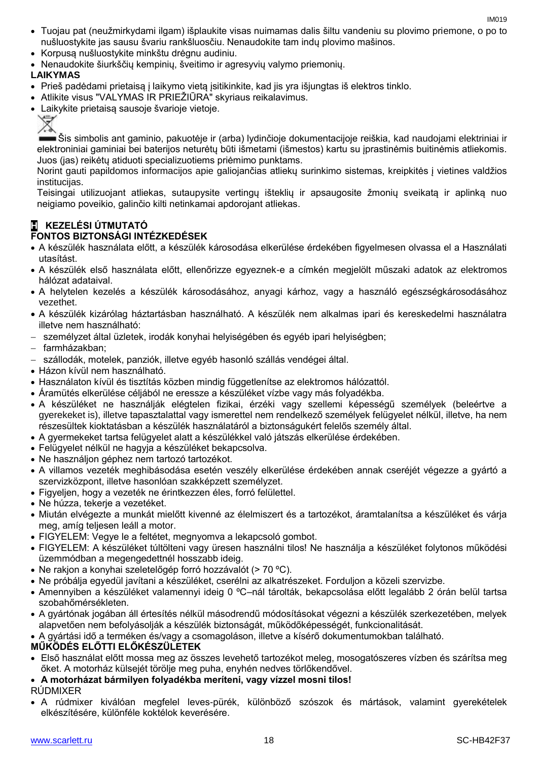- Tuojau pat (neužmirkydami ilgam) išplaukite visas nuimamas dalis šiltu vandeniu su plovimo priemone, o po to nušluostykite jas sausu švariu rankšluosčiu. Nenaudokite tam indų plovimo mašinos.
- Korpusą nušluostykite minkštu drėgnu audiniu.
- Nenaudokite šiurkščių kempinių, šveitimo ir agresyvių valymo priemonių.

**LAIKYMAS**

- Prieš padėdami prietaisą į laikymo vietą įsitikinkite, kad jis yra išjungtas iš elektros tinklo.
- Atlikite visus "VALYMAS IR PRIEŽIŪRA" skyriaus reikalavimus.
- Laikykite prietaisą sausoje švarioje vietoje.

Šis simbolis ant gaminio, pakuotėje ir (arba) lydinčioje dokumentacijoje reiškia, kad naudojami elektriniai ir elektroniniai gaminiai bei baterijos neturėtų būti išmetami (išmestos) kartu su įprastinėmis buitinėmis atliekomis. Juos (jas) reikėtų atiduoti specializuotiems priėmimo punktams.

Norint gauti papildomos informacijos apie galiojančias atliekų surinkimo sistemas, kreipkitės į vietines valdžios institucijas.

Teisingai utilizuojant atliekas, sutaupysite vertingų išteklių ir apsaugosite žmonių sveikatą ir aplinką nuo neigiamo poveikio, galinčio kilti netinkamai apdorojant atliekas.

## H KEZELÉSI ÚTMUTATÓ

**FONTOS BIZTONSÁGI INTÉZKEDÉSEK**

- A készülék használata előtt, a készülék károsodása elkerülése érdekében figyelmesen olvassa el a Használati utasítást.
- A készülék első használata előtt, ellenőrizze egyeznek-e a címkén megjelölt műszaki adatok az elektromos hálózat adataival.
- A helytelen kezelés a készülék károsodásához, anyagi kárhoz, vagy a használó egészségkárosodásához vezethet.
- A készülék kizárólag háztartásban használható. A készülék nem alkalmas ipari és kereskedelmi használatra illetve nem használható:
  - személyzet által üzletek, irodák konyhai helyiségében és egyéb ipari helyiségben;
  - farmházakban;
  - szállodák, motelek, panziók, illetve egyéb hasonló szállás vendégei által.
- Házon kívül nem használható.
- Használaton kívül és tisztítás közben mindig függetlenítse az elektromos hálózattól.
- Áramütés elkerülése céljából ne eressze a készüléket vízbe vagy más folyadékba.
- A készüléket ne használják elégtelen fizikai, érzéki vagy szellemi képességű személyek (beleértve a gyerekeket is), illetve tapasztalattal vagy ismerettel nem rendelkező személyek felügyelet nélkül, illetve, ha nem részesültek kioktatásban a készülék használatáról a biztonságukért felelős személy által.
- A gyermekeket tartsa felügyelet alatt a készülékkel való játszás elkerülése érdekében.
- Felügyelet nélkül ne hagyja a készüléket bekapcsolva.
- Ne használjon géphez nem tartozó tartozékot.
- A villamos vezeték meghibásodása esetén veszély elkerülése érdekében annak cseréjét végezze a gyártó a szervizközpont, illetve hasonlóan szakképzett személyzet.
- Figyeljen, hogy a vezeték ne érintkezzen éles, forró felülettel.
- Ne húzza, tekerje a vezetéket.
- Miután elvégezte a munkát mielőtt kivenné az élelmiszert és a tartozékot, áramtalanítsa a készüléket és várja meg, amíg teljesen leáll a motor.
- FIGYELEM: Vegye le a feltétet, megnyomva a lekapcsoló gombot.
- FIGYELEM: A készüléket túltölteni vagy üresen használni tilos! Ne használja a készüléket folytonos működési üzemmódban a megengedettnél hosszabb ideig.
- Ne rakjon a konyhai szeletelőgép forró hozzávalót (> 70 ºC).
- Ne próbálja egyedül javítani a készüléket, cserélni az alkatrészeket. Forduljon a közeli szervizbe.
- Amennyiben a készüléket valamennyi ideig 0 ºC–nál tárolták, bekapcsolása előtt legalább 2 órán belül tartsa szobahőmérsékleten.
- A gyártónak jogában áll értesítés nélkül másodrendű módosításokat végezni a készülék szerkezetében, melyek alapvetően nem befolyásolják a készülék biztonságát, működőképességét, funkcionalitását.
- A gyártási idő a terméken és/vagy a csomagoláson, illetve a kísérő dokumentumokban található.

**MŰKÖDÉS ELŐTTI ELŐKÉSZÜLETEK**

- Első használat előtt mossa meg az összes levehető tartozékot meleg, mosogatószeres vízben és szárítsa meg őket. A motorház külsejét törölje meg puha, enyhén nedves törlőkendővel.
- **A motorházat bármilyen folyadékba meríteni, vagy vízzel mosni tilos!**

RÚDMIXER

- A rúdmixer kiválóan megfelel leves-pürék, különböző szószok és mártások, valamint gyerekételek elkészítésére, különféle koktélok keverésére.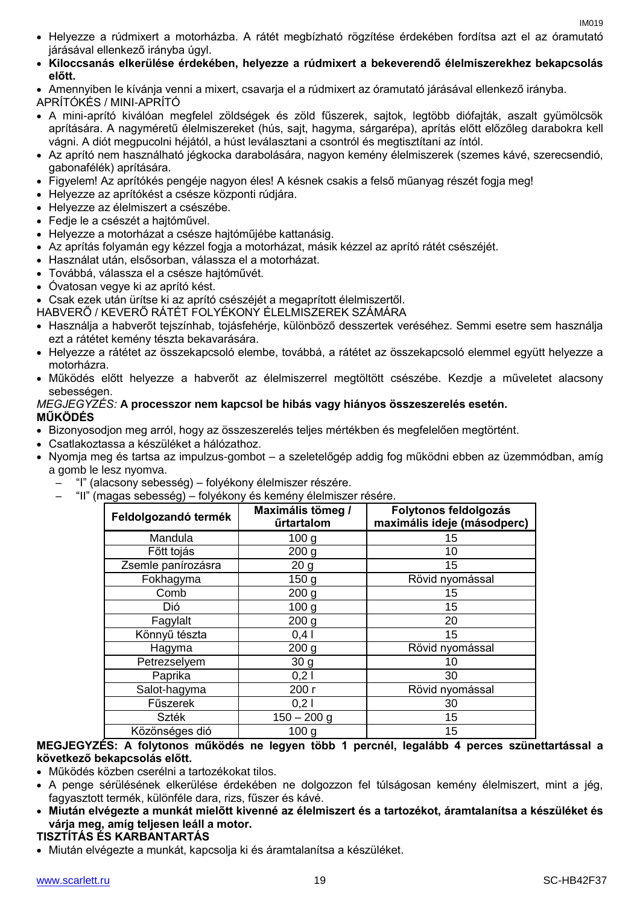- Helyezze a rúdmixert a motorházba. A rátét megbízható rögzítése érdekében fordítsa azt el az óramutató járásával ellenkező irányba úgyl.
- **Kiloccsanás elkerülése érdekében, helyezze a rúdmixert a bekeverendő élelmiszerekhez bekapcsolás előtt.**
- Amennyiben le kívánja venni a mixert, csavarja el a rúdmixert az óramutató járásával ellenkező irányba.

APRÍTÓKÉS / MINI-APRÍTÓ

- A mini-aprító kiválóan megfelel zöldségek és zöld fűszerek, sajtok, legtöbb diófajták, aszalt gyümölcsök aprítására. A nagyméretű élelmiszereket (hús, sajt, hagyma, sárgarépa), aprítás előtt előzőleg darabokra kell vágni. A diót megpucolni héjától, a húst leválasztani a csontról és megtisztítani az ínától.
- Az aprító nem használható jégkocka darabolására, nagyon kemény élelmiszerek (szemes kávé, szerecsendió, gabonafélék) aprítására.
- Figyelem! Az aprítókés pengéje nagyon éles! A késnek csakis a felső műanyag részét fogja meg!
- Helyezze az aprítókést a csésze központi rúdjára.
- Helyezze az élelmiszert a csészébe.
- Fedje le a csészét a hajtóművel.
- Helyezze a motorházat a csésze hajtóműjébe kattanásig.
- Az aprítás folyamán egy kézzel fogja a motorházat, másik kézzel az aprító rátét csészéjét.
- Használat után, elsősorban, válassza el a motorházat.
- Továbbá, válassza el a csésze hajtóművét.
- Óvatosan vegye ki az aprító kést.
- Csak ezek után ürítse ki az aprító csészéjét a megaprított élelmiszertől.

HABVERŐ / KEVERŐ RÁTÉT FOLYÉKONY ÉLELMISZEREK SZÁMÁRA

- Használja a habverőt tejszínhab, tojásfehérje, különböző desszertek veréséhez. Semmi esetre sem használja ezt a rátétet kemény tészta bekavarására.
- Helyezze a rátétet az összekapcsoló elembe, továbbá, a rátétet az összekapcsoló elemmel együtt helyezze a motorházra.
- Működés előtt helyezze a habverőt az élelmiszerrel megtöltött csészébe. Kezdje a műveletet alacsony sebességen.

*MEGJEGYZÉS:* **A processzor nem kapcsol be hibás vagy hiányos összeszerelés esetén.**

**MŰKÖDÉS**

- Bizonyosodjon meg arról, hogy az összeszerelés teljes mértékben és megfelelően megtörtént.
- Csatlakoztassa a készüléket a hálózathoz.
- Nyomja meg és tartsa az impulzus-gombot – a szeletelőgép addig fog működni ebben az üzemmódban, amíg a gomb le lesz nyomva.
  - "I" (alacsony sebesség) – folyékony élelmiszer részére.
  - "II" (magas sebesség) – folyékony és kemény élelmiszer résére.

| Feldolgozandó termék | Maximális tömeg / űrtartalom | Folytonos feldolgozás maximális ideje (másodperc) |
|---|---|---|
| Mandula | 100 g | 15 |
| Főtt tojás | 200 g | 10 |
| Zsemle panírozásra | 20 g | 15 |
| Fokhagyma | 150 g | Rövid nyomással |
| Comb | 200 g | 15 |
| Dió | 100 g | 15 |
| Fagylalt | 200 g | 20 |
| Könnyű tészta | 0,4 l | 15 |
| Hagyma | 200 g | Rövid nyomással |
| Petrezselyem | 30 g | 10 |
| Paprika | 0,2 l | 30 |
| Salot-hagyma | 200 г | Rövid nyomással |
| Fűszerek | 0,2 l | 30 |
| Szték | 150 – 200 g | 15 |
| Közönséges dió | 100 g | 15 |

**MEGJEGYZÉS: A folytonos működés ne legyen több 1 percnél, legalább 4 perces szünettartással a következő bekapcsolás előtt.**

- Működés közben cserélni a tartozékokat tilos.
- A penge sérülésének elkerülése érdekében ne dolgozzon fel túlságosan kemény élelmiszert, mint a jég, fagyasztott termék, különféle dara, rizs, fűszer és kávé.
- **Miután elvégezte a munkát mielőtt kivenné az élelmiszert és a tartozékot, áramtalanítsa a készüléket és várja meg, amíg teljesen leáll a motor.**

**TISZTÍTÁS ÉS KARBANTARTÁS**

- Miután elvégezte a munkát, kapcsolja ki és áramtalanítsa a készüléket.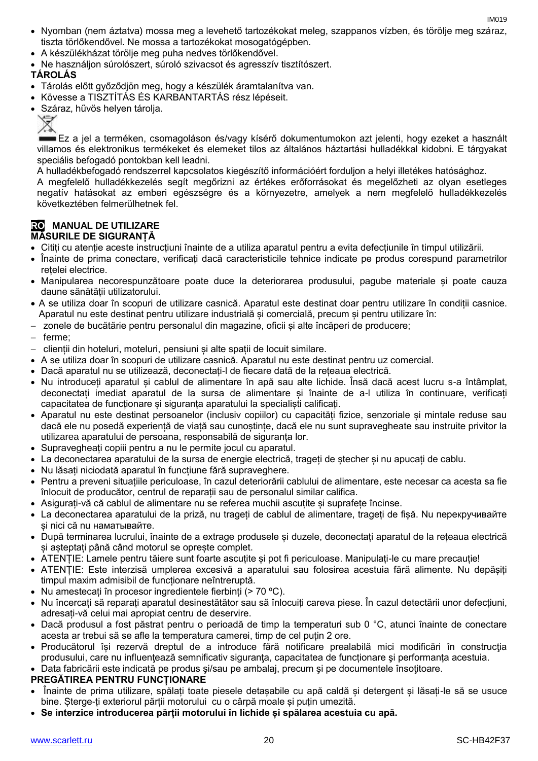- Nyomban (nem áztatva) mossa meg a levehető tartozékokat meleg, szappanos vízben, és törölje meg száraz, tiszta törlőkendővel. Ne mossa a tartozékokat mosogatógépben.
- A készülékházat törölje meg puha nedves törlőkendővel.
- Ne használjon súrolószert, súroló szivacsot és agresszív tisztítószert.

**TÁROLÁS**

- Tárolás előtt győződjön meg, hogy a készülék áramtalanítva van.
- Kövesse a TISZTÍTÁS ÉS KARBANTARTÁS rész lépéseit.
- Száraz, hűvös helyen tárolja.

Ez a jel a terméken, csomagoláson és/vagy kísérő dokumentumokon azt jelenti, hogy ezeket a használt villamos és elektronikus termékeket és elemeket tilos az általános háztartási hulladékkal kidobni. E tárgyakat speciális befogadó pontokban kell leadni.

A hulladékbefogadó rendszerrel kapcsolatos kiegészítő információért forduljon a helyi illetékes hatósághoz.

A megfelelő hulladékkezelés segít megőrizni az értékes erőforrásokat és megelőzheti az olyan esetleges negatív hatásokat az emberi egészségre és a környezetre, amelyek a nem megfelelő hulladékkezelés következtében felmerülhetnek fel.

## RO MANUAL DE UTILIZARE

**MĂSURILE DE SIGURANȚĂ**

- Citiți cu atenție aceste instrucțiuni înainte de a utiliza aparatul pentru a evita defecțiunile în timpul utilizării.
- Înainte de prima conectare, verificați dacă caracteristicile tehnice indicate pe produs corespund parametrilor rețelei electrice.
- Manipularea necorespunzătoare poate duce la deteriorarea produsului, pagube materiale și poate cauza daune sănătății utilizatorului.
- A se utiliza doar în scopuri de utilizare casnică. Aparatul este destinat doar pentru utilizare în condiții casnice. Aparatul nu este destinat pentru utilizare industrială și comercială, precum și pentru utilizare în:
  - zonele de bucătărie pentru personalul din magazine, oficii și alte încăperi de producere;
  - ferme;
  - clienții din hoteluri, moteluri, pensiuni și alte spații de locuit similare.
- A se utiliza doar în scopuri de utilizare casnică. Aparatul nu este destinat pentru uz comercial.
- Dacă aparatul nu se utilizează, deconectați-l de fiecare dată de la rețeaua electrică.
- Nu introduceți aparatul și cablul de alimentare în apă sau alte lichide. Însă dacă acest lucru s-a întâmplat, deconectați imediat aparatul de la sursa de alimentare și înainte de a-l utiliza în continuare, verificați capacitatea de funcționare și siguranța aparatului la specialiști calificați.
- Aparatul nu este destinat persoanelor (inclusiv copiilor) cu capacități fizice, senzoriale și mintale reduse sau dacă ele nu posedă experiență de viață sau cunoștințe, dacă ele nu sunt supravegheate sau instruite privitor la utilizarea aparatului de persoana, responsabilă de siguranța lor.
- Supravegheați copiii pentru a nu le permite jocul cu aparatul.
- La deconectarea aparatului de la sursa de energie electrică, trageți de ștecher și nu apucați de cablu.
- Nu lăsați niciodată aparatul în funcțiune fără supraveghere.
- Pentru a preveni situațiile periculoase, în cazul deteriorării cablului de alimentare, este necesar ca acesta sa fie înlocuit de producător, centrul de reparații sau de personalul similar califica.
- Asigurați-vă că cablul de alimentare nu se referea muchii ascuțite și suprafețe încinse.
- La deconectarea aparatului de la priză, nu trageți de cablul de alimentare, trageți de fișă. Nu перекручивайте și nici că nu наматывайте.
- După terminarea lucrului, înainte de a extrage produsele și duzele, deconectați aparatul de la rețeaua electrică și așteptați până când motorul se oprește complet.
- ATENȚIE: Lamele pentru tăiere sunt foarte ascuțite și pot fi periculoase. Manipulați-le cu mare precauție!
- ATENȚIE: Este interzisă umplerea excesivă a aparatului sau folosirea acestuia fără alimente. Nu depășiți timpul maxim admisibil de funcționare neîntreruptă.
- Nu amestecați în procesor ingredientele fierbinți (> 70 ºC).
- Nu încercați să reparați aparatul desinestătător sau să înlocuiți careva piese. În cazul detectării unor defecțiuni, adresați-vă celui mai apropiat centru de deservire.
- Dacă produsul a fost păstrat pentru o perioadă de timp la temperaturi sub 0 °C, atunci înainte de conectare acesta ar trebui să se afle la temperatura camerei, timp de cel puțin 2 ore.
- Producătorul își rezervă dreptul de a introduce fără notificare prealabilă mici modificări în construcţia produsului, care nu influenţează semnificativ siguranţa, capacitatea de funcționare şi performanța acestuia.
- Data fabricării este indicată pe produs şi/sau pe ambalaj, precum şi pe documentele însoţitoare.

**PREGĂTIREA PENTRU FUNCȚIONARE**

- Înainte de prima utilizare, spălați toate piesele detașabile cu apă caldă și detergent și lăsați-le să se usuce bine. Șterge-ți exteriorul părții motorului cu o cârpă moale și puțin umezită.
- **Se interzice introducerea părții motorului în lichide și spălarea acestuia cu apă.**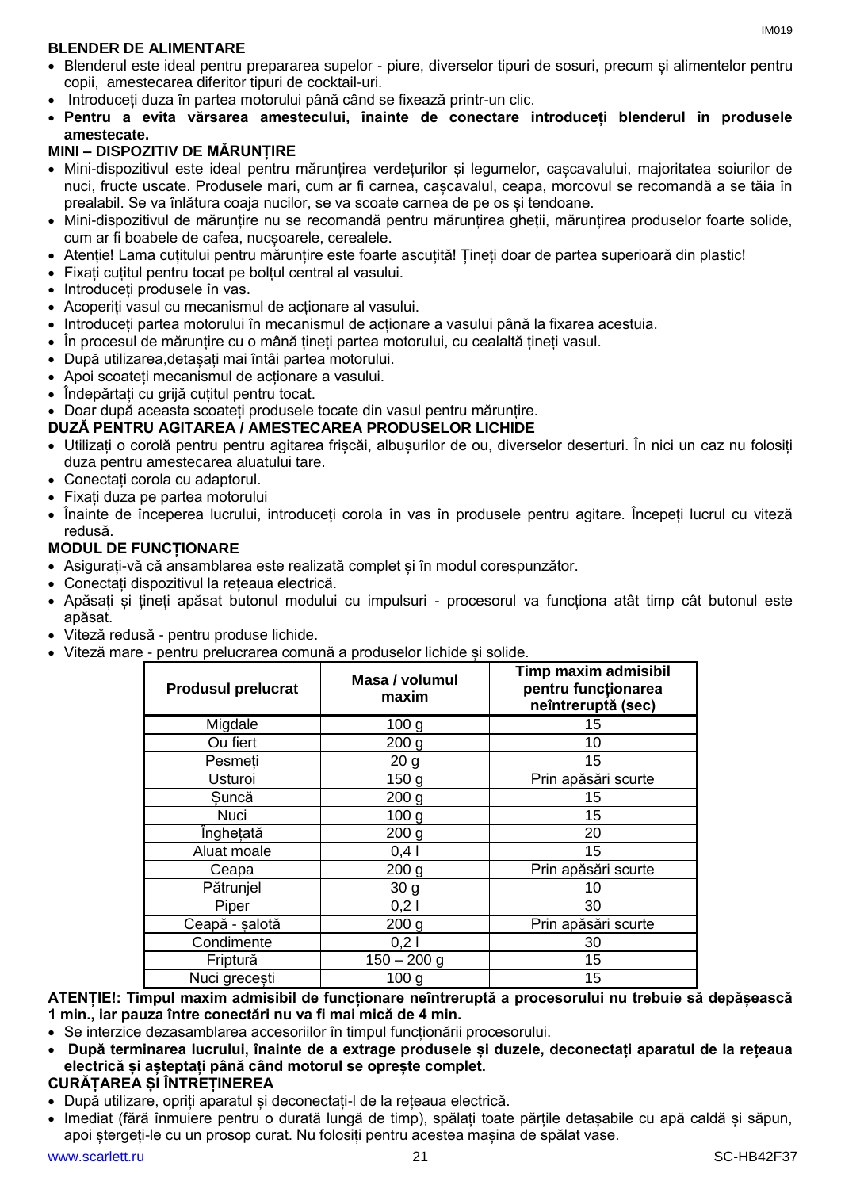## BLENDER DE ALIMENTARE

- Blenderul este ideal pentru prepararea supelor - piure, diverselor tipuri de sosuri, precum și alimentelor pentru copii, amestecarea diferitor tipuri de cocktail-uri.
- Introduceți duza în partea motorului până când se fixează printr-un clic.
- **Pentru a evita vărsarea amestecului, înainte de conectare introduceți blenderul în produsele amestecate.**

## MINI – DISPOZITIV DE MĂRUNȚIRE

- Mini-dispozitivul este ideal pentru mărunțirea verdețurilor și legumelor, cașcavalului, majoritatea soiurilor de nuci, fructe uscate. Produsele mari, cum ar fi carnea, cașcavalul, ceapa, morcovul se recomandă a se tăia în prealabil. Se va înlătura coaja nucilor, se va scoate carnea de pe os și tendoane.
- Mini-dispozitivul de mărunțire nu se recomandă pentru mărunțirea gheții, mărunțirea produselor foarte solide, cum ar fi boabele de cafea, nucșoarele, cerealele.
- Atenție! Lama cuțitului pentru mărunțire este foarte ascuțită! Țineți doar de partea superioară din plastic!
- Fixați cuțitul pentru tocat pe bolțul central al vasului.
- Introduceți produsele în vas.
- Acoperiți vasul cu mecanismul de acționare al vasului.
- Introduceți partea motorului în mecanismul de acționare a vasului până la fixarea acestuia.
- În procesul de mărunțire cu o mână țineți partea motorului, cu cealaltă țineți vasul.
- După utilizarea,detașați mai întâi partea motorului.
- Apoi scoateți mecanismul de acționare a vasului.
- Îndepărtați cu grijă cuțitul pentru tocat.
- Doar după aceasta scoateți produsele tocate din vasul pentru mărunțire.

## DUZĂ PENTRU AGITAREA / AMESTECAREA PRODUSELOR LICHIDE

- Utilizați o corolă pentru pentru agitarea frișcăi, albușurilor de ou, diverselor deserturi. În nici un caz nu folosiți duza pentru amestecarea aluatului tare.
- Conectați corola cu adaptorul.
- Fixați duza pe partea motorului
- Înainte de începerea lucrului, introduceți corola în vas în produsele pentru agitare. Începeți lucrul cu viteză redusă.

## MODUL DE FUNCȚIONARE

- Asigurați-vă că ansamblarea este realizată complet și în modul corespunzător.
- Conectați dispozitivul la rețeaua electrică.
- Apăsați și țineți apăsat butonul modului cu impulsuri - procesorul va funcționa atât timp cât butonul este apăsat.
- Viteză redusă - pentru produse lichide.
- Viteză mare - pentru prelucrarea comună a produselor lichide și solide.

| Produsul prelucrat | Masa / volumul maxim | Timp maxim admisibil pentru funcționarea neîntreruptă (sec) |
|---|---|---|
| Migdale | 100 g | 15 |
| Ou fiert | 200 g | 10 |
| Pesmeți | 20 g | 15 |
| Usturoi | 150 g | Prin apăsări scurte |
| Șuncă | 200 g | 15 |
| Nuci | 100 g | 15 |
| Înghețată | 200 g | 20 |
| Aluat moale | 0,4 l | 15 |
| Ceapa | 200 g | Prin apăsări scurte |
| Pătrunjel | 30 g | 10 |
| Piper | 0,2 l | 30 |
| Ceapă - șalotă | 200 g | Prin apăsări scurte |
| Condimente | 0,2 l | 30 |
| Friptură | 150 – 200 g | 15 |
| Nuci grecești | 100 g | 15 |

**ATENȚIE!: Timpul maxim admisibil de funcționare neîntreruptă a procesorului nu trebuie să depășească 1 min., iar pauza între conectări nu va fi mai mică de 4 min.**

- Se interzice dezasamblarea accesoriilor în timpul funcționării procesorului.
- **După terminarea lucrului, înainte de a extrage produsele și duzele, deconectați aparatul de la rețeaua electrică și așteptați până când motorul se oprește complet.**

## CURĂȚAREA ȘI ÎNTREȚINEREA

- După utilizare, opriți aparatul și deconectați-l de la rețeaua electrică.
- Imediat (fără înmuiere pentru o durată lungă de timp), spălați toate părțile detașabile cu apă caldă și săpun, apoi ștergeți-le cu un prosop curat. Nu folosiți pentru acestea mașina de spălat vase.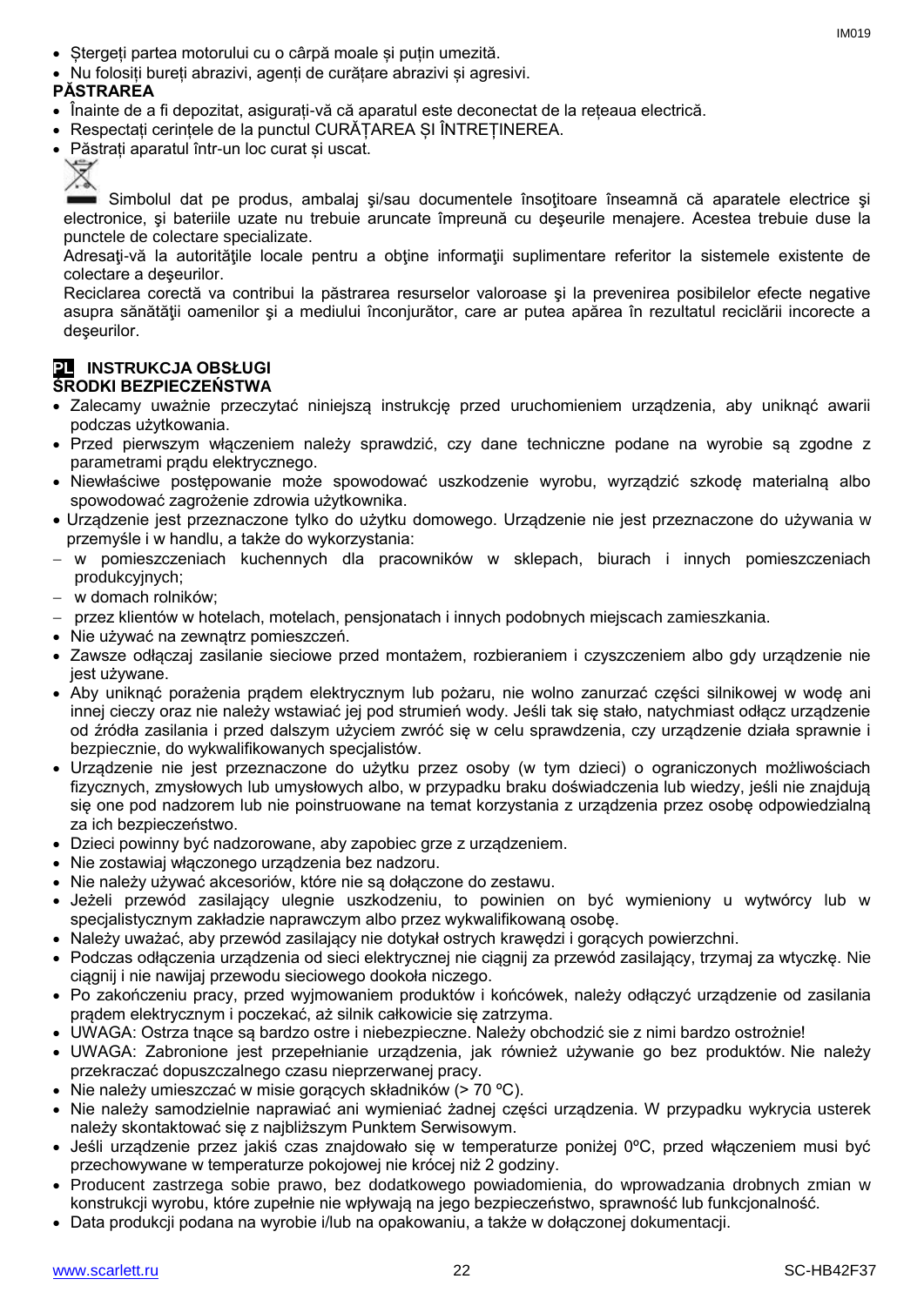- Ştergeţi partea motorului cu o cârpă moale şi puţin umezită.
- Nu folosiţi bureţi abrazivi, agenţi de curăţare abrazivi şi agresivi.

**PĂSTRAREA**

- Înainte de a fi depozitat, asiguraţi-vă că aparatul este deconectat de la reţeaua electrică.
- Respectaţi cerinţele de la punctul CURĂŢAREA ŞI ÎNTREŢINEREA.
- Păstraţi aparatul într-un loc curat şi uscat.

Simbolul dat pe produs, ambalaj şi/sau documentele însoţitoare înseamnă că aparatele electrice şi electronice, şi bateriile uzate nu trebuie aruncate împreună cu deşeurile menajere. Acestea trebuie duse la punctele de colectare specializate.

Adresaţi-vă la autorităţile locale pentru a obţine informaţii suplimentare referitor la sistemele existente de colectare a deşeurilor.

Reciclarea corectă va contribui la păstrarea resurselor valoroase şi la prevenirea posibilelor efecte negative asupra sănătăţii oamenilor şi a mediului înconjurător, care ar putea apărea în rezultatul reciclării incorecte a deşeurilor.

## PL INSTRUKCJA OBSŁUGI

**ŚRODKI BEZPIECZEŃSTWA**

- Zalecamy uważnie przeczytać niniejszą instrukcję przed uruchomieniem urządzenia, aby uniknąć awarii podczas użytkowania.
- Przed pierwszym włączeniem należy sprawdzić, czy dane techniczne podane na wyrobie są zgodne z parametrami prądu elektrycznego.
- Niewłaściwe postępowanie może spowodować uszkodzenie wyrobu, wyrządzić szkodę materialną albo spowodować zagrożenie zdrowia użytkownika.
- Urządzenie jest przeznaczone tylko do użytku domowego. Urządzenie nie jest przeznaczone do używania w przemyśle i w handlu, a także do wykorzystania:
  - w pomieszczeniach kuchennych dla pracowników w sklepach, biurach i innych pomieszczeniach produkcyjnych;
  - w domach rolników;
  - przez klientów w hotelach, motelach, pensjonatach i innych podobnych miejscach zamieszkania.
- Nie używać na zewnątrz pomieszczeń.
- Zawsze odłączaj zasilanie sieciowe przed montażem, rozbieraniem i czyszczeniem albo gdy urządzenie nie jest używane.
- Aby uniknąć porażenia prądem elektrycznym lub pożaru, nie wolno zanurzać części silnikowej w wodę ani innej cieczy oraz nie należy wstawiać jej pod strumień wody. Jeśli tak się stało, natychmiast odłącz urządzenie od źródła zasilania i przed dalszym użyciem zwróć się w celu sprawdzenia, czy urządzenie działa sprawnie i bezpiecznie, do wykwalifikowanych specjalistów.
- Urządzenie nie jest przeznaczone do użytku przez osoby (w tym dzieci) o ograniczonych możliwościach fizycznych, zmysłowych lub umysłowych albo, w przypadku braku doświadczenia lub wiedzy, jeśli nie znajdują się one pod nadzorem lub nie poinstruowane na temat korzystania z urządzenia przez osobę odpowiedzialną za ich bezpieczeństwo.
- Dzieci powinny być nadzorowane, aby zapobiec grze z urządzeniem.
- Nie zostawiaj włączonego urządzenia bez nadzoru.
- Nie należy używać akcesoriów, które nie są dołączone do zestawu.
- Jeżeli przewód zasilający ulegnie uszkodzeniu, to powinien on być wymieniony u wytwórcy lub w specjalistycznym zakładzie naprawczym albo przez wykwalifikowaną osobę.
- Należy uważać, aby przewód zasilający nie dotykał ostrych krawędzi i gorących powierzchni.
- Podczas odłączenia urządzenia od sieci elektrycznej nie ciągnij za przewód zasilający, trzymaj za wtyczkę. Nie ciągnij i nie nawijaj przewodu sieciowego dookoła niego.
- Po zakończeniu pracy, przed wyjmowaniem produktów i końcówek, należy odłączyć urządzenie od zasilania prądem elektrycznym i poczekać, aż silnik całkowicie się zatrzyma.
- UWAGA: Ostrza tnące są bardzo ostre i niebezpieczne. Należy obchodzić sie z nimi bardzo ostrożnie!
- UWAGA: Zabronione jest przepełnianie urządzenia, jak również używanie go bez produktów. Nie należy przekraczać dopuszczalnego czasu nieprzerwanej pracy.
- Nie należy umieszczać w misie gorących składników (> 70 ºC).
- Nie należy samodzielnie naprawiać ani wymieniać żadnej części urządzenia. W przypadku wykrycia usterek należy skontaktować się z najbliższym Punktem Serwisowym.
- Jeśli urządzenie przez jakiś czas znajdowało się w temperaturze poniżej 0ºC, przed włączeniem musi być przechowywane w temperaturze pokojowej nie krócej niż 2 godziny.
- Producent zastrzega sobie prawo, bez dodatkowego powiadomienia, do wprowadzania drobnych zmian w konstrukcji wyrobu, które zupełnie nie wpływają na jego bezpieczeństwo, sprawność lub funkcjonalność.
- Data produkcji podana na wyrobie i/lub na opakowaniu, a także w dołączonej dokumentacji.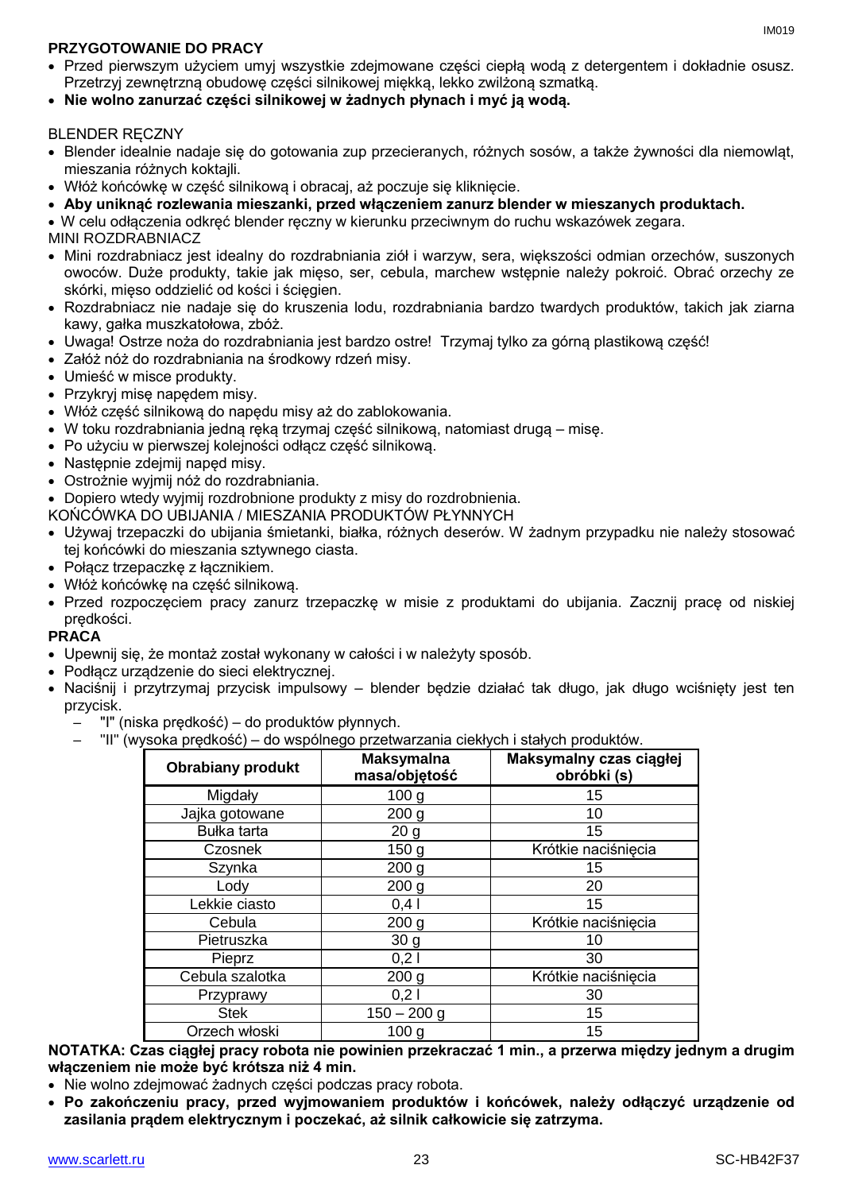**PRZYGOTOWANIE DO PRACY**

- Przed pierwszym użyciem umyj wszystkie zdejmowane części ciepłą wodą z detergentem i dokładnie osusz. Przetrzyj zewnętrzną obudowę części silnikowej miękką, lekko zwilżoną szmatką.
- **Nie wolno zanurzać części silnikowej w żadnych płynach i myć ją wodą.**

BLENDER RĘCZNY

- Blender idealnie nadaje się do gotowania zup przecieranych, różnych sosów, a także żywności dla niemowląt, mieszania różnych koktajli.
- Włóż końcówkę w część silnikową i obracaj, aż poczuje się kliknięcie.
- **Aby uniknąć rozlewania mieszanki, przed włączeniem zanurz blender w mieszanych produktach.**
- W celu odłączenia odkręć blender ręczny w kierunku przeciwnym do ruchu wskazówek zegara.

MINI ROZDRABNIACZ

- Mini rozdrabniacz jest idealny do rozdrabniania ziół i warzyw, sera, większości odmian orzechów, suszonych owoców. Duże produkty, takie jak mięso, ser, cebula, marchew wstępnie należy pokroić. Obrać orzechy ze skórki, mięso oddzielić od kości i ścięgien.
- Rozdrabniacz nie nadaje się do kruszenia lodu, rozdrabniania bardzo twardych produktów, takich jak ziarna kawy, gałka muszkatołowa, zbóż.
- Uwaga! Ostrze noża do rozdrabniania jest bardzo ostre! Trzymaj tylko za górną plastikową część!
- Załóż nóż do rozdrabniania na środkowy rdzeń misy.
- Umieść w misce produkty.
- Przykryj misę napędem misy.
- Włóż część silnikową do napędu misy aż do zablokowania.
- W toku rozdrabniania jedną ręką trzymaj część silnikową, natomiast drugą – misę.
- Po użyciu w pierwszej kolejności odłącz część silnikową.
- Następnie zdejmij napęd misy.
- Ostrożnie wyjmij nóż do rozdrabniania.
- Dopiero wtedy wyjmij rozdrobnione produkty z misy do rozdrobnienia.

KOŃCÓWKA DO UBIJANIA / MIESZANIA PRODUKTÓW PŁYNNYCH

- Używaj trzepaczki do ubijania śmietanki, białka, różnych deserów. W żadnym przypadku nie należy stosować tej końcówki do mieszania sztywnego ciasta.
- Połącz trzepaczkę z łącznikiem.
- Włóż końcówkę na część silnikową.
- Przed rozpoczęciem pracy zanurz trzepaczkę w misie z produktami do ubijania. Zacznij pracę od niskiej prędkości.

**PRACA**

- Upewnij się, że montaż został wykonany w całości i w należyty sposób.
- Podłącz urządzenie do sieci elektrycznej.
- Naciśnij i przytrzymaj przycisk impulsowy – blender będzie działać tak długo, jak długo wciśnięty jest ten przycisk.
  - "I" (niska prędkość) – do produktów płynnych.
  - "II" (wysoka prędkość) – do wspólnego przetwarzania ciekłych i stałych produktów.

| Obrabiany produkt | Maksymalna masa/objętość | Maksymalny czas ciągłej obróbki (s) |
|---|---|---|
| Migdały | 100 g | 15 |
| Jajka gotowane | 200 g | 10 |
| Bułka tarta | 20 g | 15 |
| Czosnek | 150 g | Krótkie naciśnięcia |
| Szynka | 200 g | 15 |
| Lody | 200 g | 20 |
| Lekkie ciasto | 0,4 l | 15 |
| Cebula | 200 g | Krótkie naciśnięcia |
| Pietruszka | 30 g | 10 |
| Pieprz | 0,2 l | 30 |
| Cebula szalotka | 200 g | Krótkie naciśnięcia |
| Przyprawy | 0,2 l | 30 |
| Stek | 150 – 200 g | 15 |
| Orzech włoski | 100 g | 15 |

**NOTATKA: Czas ciągłej pracy robota nie powinien przekraczać 1 min., a przerwa między jednym a drugim włączeniem nie może być krótsza niż 4 min.**

- Nie wolno zdejmować żadnych części podczas pracy robota.
- **Po zakończeniu pracy, przed wyjmowaniem produktów i końcówek, należy odłączyć urządzenie od zasilania prądem elektrycznym i poczekać, aż silnik całkowicie się zatrzyma.**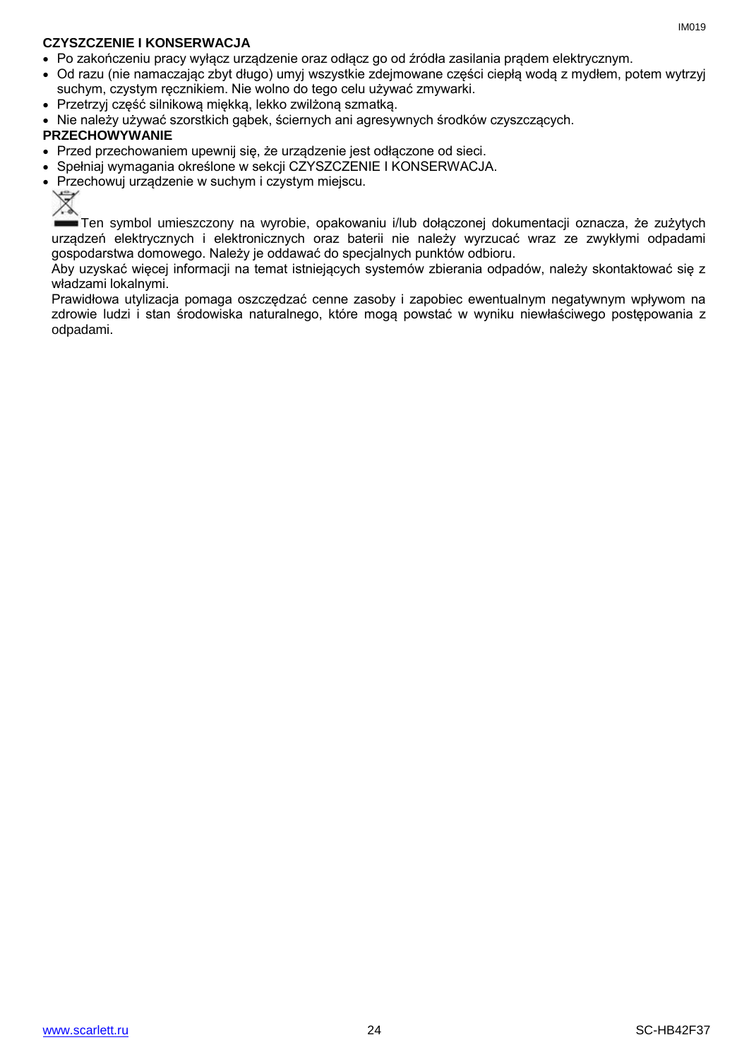**CZYSZCZENIE I KONSERWACJA**

- Po zakończeniu pracy wyłącz urządzenie oraz odłącz go od źródła zasilania prądem elektrycznym.
- Od razu (nie namaczając zbyt długo) umyj wszystkie zdejmowane części ciepłą wodą z mydłem, potem wytrzyj suchym, czystym ręcznikiem. Nie wolno do tego celu używać zmywarki.
- Przetrzyj część silnikową miękką, lekko zwilżoną szmatką.
- Nie należy używać szorstkich gąbek, ściernych ani agresywnych środków czyszczących.

**PRZECHOWYWANIE**

- Przed przechowaniem upewnij się, że urządzenie jest odłączone od sieci.
- Spełniaj wymagania określone w sekcji CZYSZCZENIE I KONSERWACJA.
- Przechowuj urządzenie w suchym i czystym miejscu.

Ten symbol umieszczony na wyrobie, opakowaniu i/lub dołączonej dokumentacji oznacza, że zużytych urządzeń elektrycznych i elektronicznych oraz baterii nie należy wyrzucać wraz ze zwykłymi odpadami gospodarstwa domowego. Należy je oddawać do specjalnych punktów odbioru.

Aby uzyskać więcej informacji na temat istniejących systemów zbierania odpadów, należy skontaktować się z władzami lokalnymi.

Prawidłowa utylizacja pomaga oszczędzać cenne zasoby i zapobiec ewentualnym negatywnym wpływom na zdrowie ludzi i stan środowiska naturalnego, które mogą powstać w wyniku niewłaściwego postępowania z odpadami.